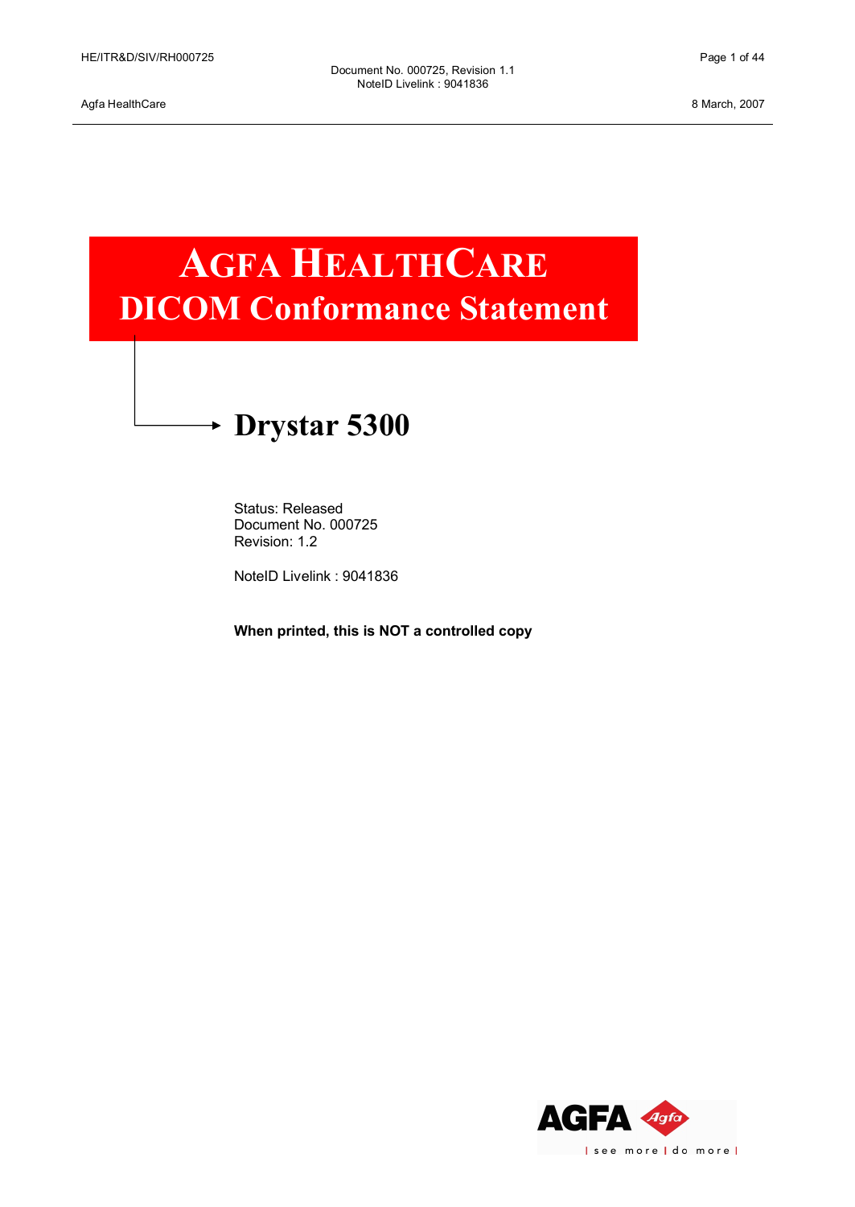# AGFA HEALTHCARE
# DICOM Conformance Statement

## Drystar 5300

Status: Released
Document No. 000725
Revision: 1.2

NoteID Livelink : 9041836

**When printed, this is NOT a controlled copy**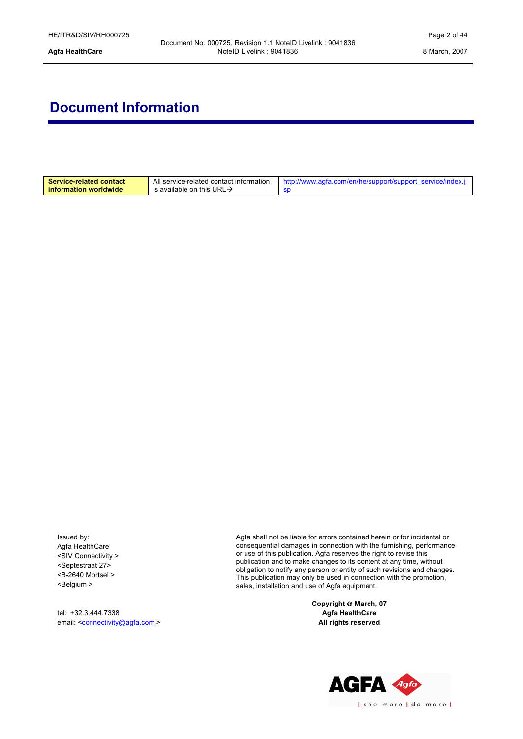# Document Information

| Service-related contact information worldwide | All service-related contact information is available on this URL→ | http://www.agfa.com/en/he/support/support_service/index.jsp |
|---|---|---|

Issued by:
Agfa HealthCare
<SIV Connectivity >
<Septestraat 27>
<B-2640 Mortsel >
<Belgium >

tel: +32.3.444.7338
email: <connectivity@agfa.com >

Agfa shall not be liable for errors contained herein or for incidental or consequential damages in connection with the furnishing, performance or use of this publication. Agfa reserves the right to revise this publication and to make changes to its content at any time, without obligation to notify any person or entity of such revisions and changes. This publication may only be used in connection with the promotion, sales, installation and use of Agfa equipment.

**Copyright © March, 07**
**Agfa HealthCare**
**All rights reserved**

AGFA Agfa
| see more | do more |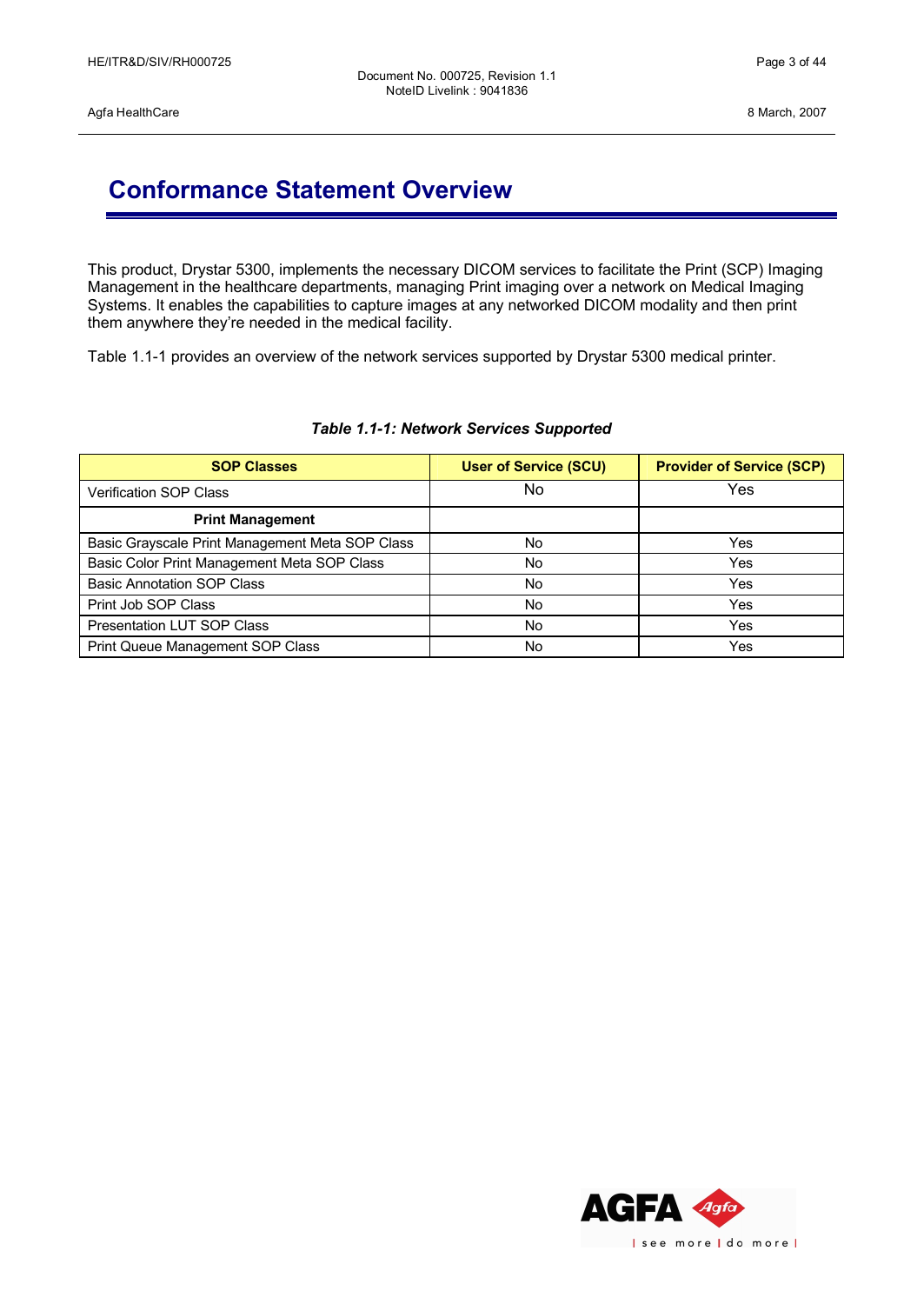# Conformance Statement Overview

This product, Drystar 5300, implements the necessary DICOM services to facilitate the Print (SCP) Imaging Management in the healthcare departments, managing Print imaging over a network on Medical Imaging Systems. It enables the capabilities to capture images at any networked DICOM modality and then print them anywhere they're needed in the medical facility.

Table 1.1-1 provides an overview of the network services supported by Drystar 5300 medical printer.

***Table 1.1-1: Network Services Supported***

| SOP Classes | User of Service (SCU) | Provider of Service (SCP) |
|---|---|---|
| Verification SOP Class | No | Yes |
| **Print Management** | | |
| Basic Grayscale Print Management Meta SOP Class | No | Yes |
| Basic Color Print Management Meta SOP Class | No | Yes |
| Basic Annotation SOP Class | No | Yes |
| Print Job SOP Class | No | Yes |
| Presentation LUT SOP Class | No | Yes |
| Print Queue Management SOP Class | No | Yes |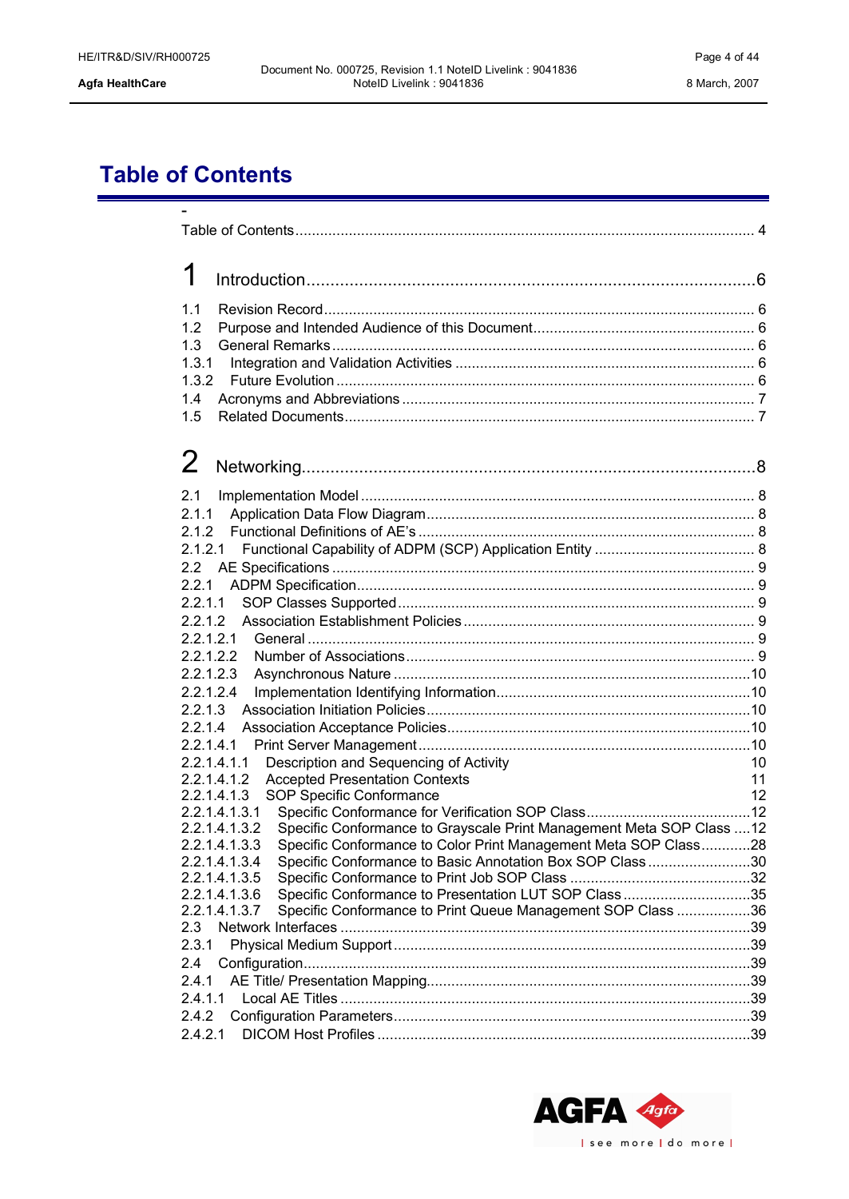# Table of Contents

-

Table of Contents ........................................................................................................ 4

1 Introduction.............................................................................................6

1.1 Revision Record ....................................................................................................... 6
1.2 Purpose and Intended Audience of this Document ..................................................... 6
1.3 General Remarks ..................................................................................................... 6
1.3.1 Integration and Validation Activities ....................................................................... 6
1.3.2 Future Evolution .................................................................................................... 6
1.4 Acronyms and Abbreviations .................................................................................... 7
1.5 Related Documents .................................................................................................. 7

2 Networking...............................................................................................8

2.1 Implementation Model .............................................................................................. 8
2.1.1 Application Data Flow Diagram .............................................................................. 8
2.1.2 Functional Definitions of AE's ................................................................................ 8
2.1.2.1 Functional Capability of ADPM (SCP) Application Entity ...................................... 8
2.2 AE Specifications ..................................................................................................... 9
2.2.1 ADPM Specification ............................................................................................... 9
2.2.1.1 SOP Classes Supported ..................................................................................... 9
2.2.1.2 Association Establishment Policies ...................................................................... 9
2.2.1.2.1 General ........................................................................................................... 9
2.2.1.2.2 Number of Associations .................................................................................... 9
2.2.1.2.3 Asynchronous Nature ......................................................................................10
2.2.1.2.4 Implementation Identifying Information ............................................................10
2.2.1.3 Association Initiation Policies ..............................................................................10
2.2.1.4 Association Acceptance Policies .........................................................................10
2.2.1.4.1 Print Server Management ................................................................................10
2.2.1.4.1.1 Description and Sequencing of Activity 10
2.2.1.4.1.2 Accepted Presentation Contexts 11
2.2.1.4.1.3 SOP Specific Conformance 12
2.2.1.4.1.3.1 Specific Conformance for Verification SOP Class........................................12
2.2.1.4.1.3.2 Specific Conformance to Grayscale Print Management Meta SOP Class ....12
2.2.1.4.1.3.3 Specific Conformance to Color Print Management Meta SOP Class............28
2.2.1.4.1.3.4 Specific Conformance to Basic Annotation Box SOP Class .........................30
2.2.1.4.1.3.5 Specific Conformance to Print Job SOP Class ............................................32
2.2.1.4.1.3.6 Specific Conformance to Presentation LUT SOP Class ...............................35
2.2.1.4.1.3.7 Specific Conformance to Print Queue Management SOP Class ..................36
2.3 Network Interfaces ..................................................................................................39
2.3.1 Physical Medium Support ......................................................................................39
2.4 Configuration...........................................................................................................39
2.4.1 AE Title/ Presentation Mapping..............................................................................39
2.4.1.1 Local AE Titles ...................................................................................................39
2.4.2 Configuration Parameters......................................................................................39
2.4.2.1 DICOM Host Profiles ..........................................................................................39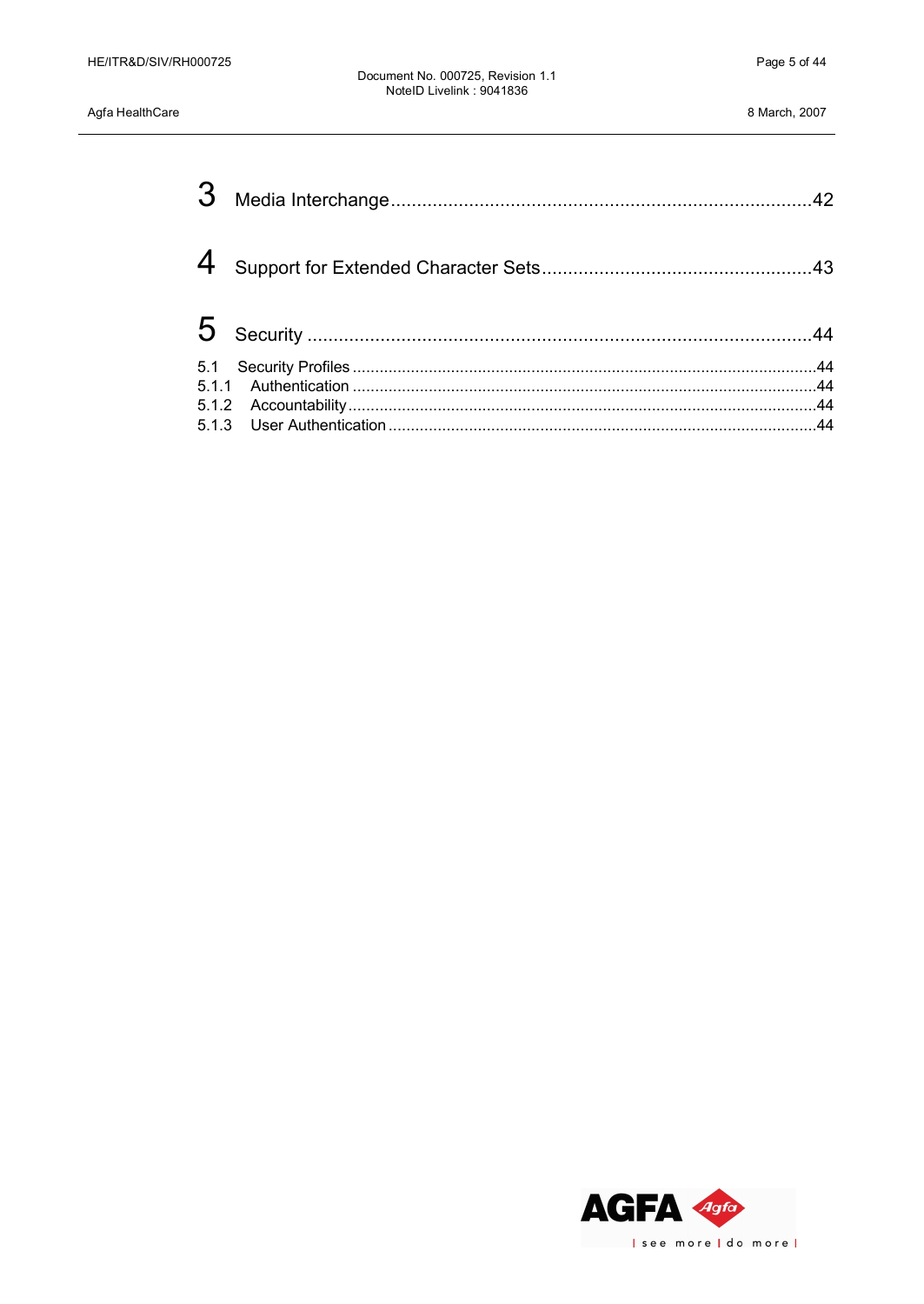3 Media Interchange.....42

4 Support for Extended Character Sets.....43

5 Security.....44

5.1 Security Profiles.....44
5.1.1 Authentication.....44
5.1.2 Accountability.....44
5.1.3 User Authentication.....44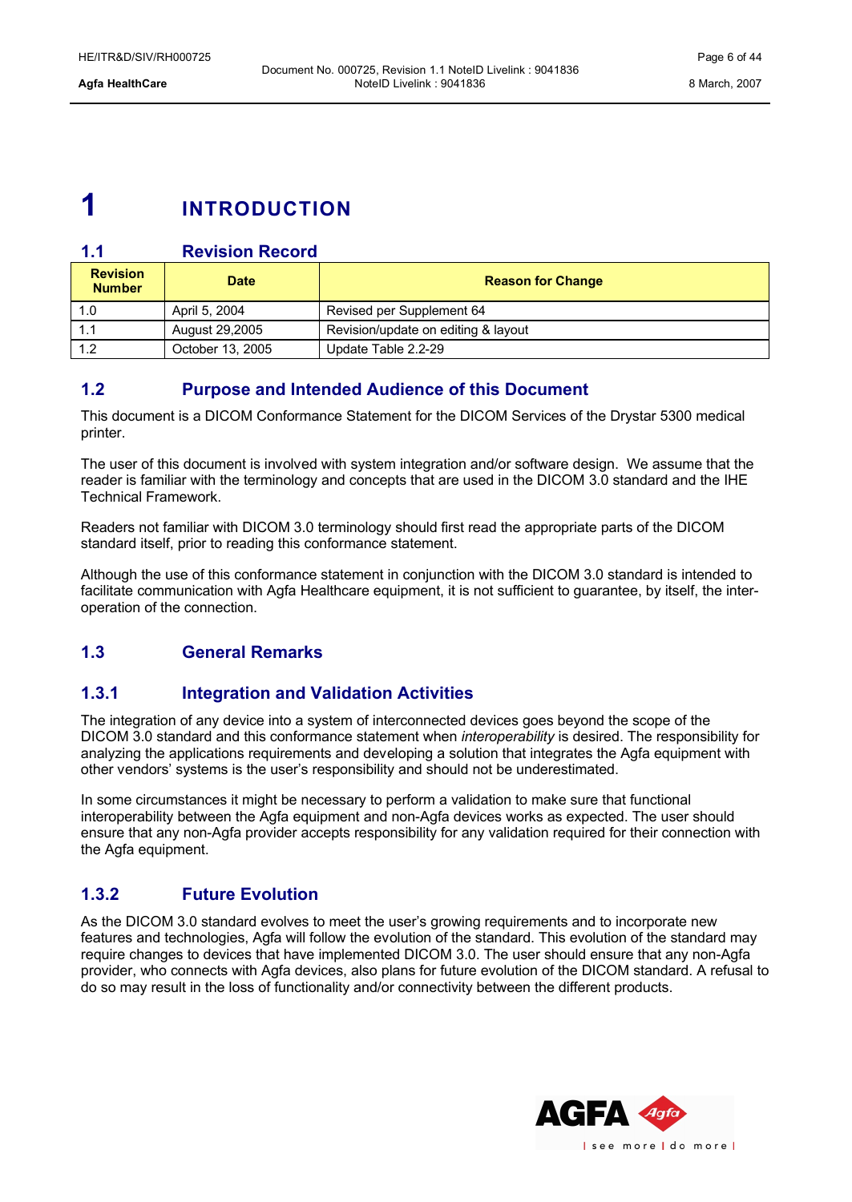# 1 INTRODUCTION

## 1.1 Revision Record

| Revision Number | Date | Reason for Change |
|---|---|---|
| 1.0 | April 5, 2004 | Revised per Supplement 64 |
| 1.1 | August 29,2005 | Revision/update on editing & layout |
| 1.2 | October 13, 2005 | Update Table 2.2-29 |

## 1.2 Purpose and Intended Audience of this Document

This document is a DICOM Conformance Statement for the DICOM Services of the Drystar 5300 medical printer.

The user of this document is involved with system integration and/or software design. We assume that the reader is familiar with the terminology and concepts that are used in the DICOM 3.0 standard and the IHE Technical Framework.

Readers not familiar with DICOM 3.0 terminology should first read the appropriate parts of the DICOM standard itself, prior to reading this conformance statement.

Although the use of this conformance statement in conjunction with the DICOM 3.0 standard is intended to facilitate communication with Agfa Healthcare equipment, it is not sufficient to guarantee, by itself, the inter-operation of the connection.

## 1.3 General Remarks

### 1.3.1 Integration and Validation Activities

The integration of any device into a system of interconnected devices goes beyond the scope of the DICOM 3.0 standard and this conformance statement when *interoperability* is desired. The responsibility for analyzing the applications requirements and developing a solution that integrates the Agfa equipment with other vendors' systems is the user's responsibility and should not be underestimated.

In some circumstances it might be necessary to perform a validation to make sure that functional interoperability between the Agfa equipment and non-Agfa devices works as expected. The user should ensure that any non-Agfa provider accepts responsibility for any validation required for their connection with the Agfa equipment.

### 1.3.2 Future Evolution

As the DICOM 3.0 standard evolves to meet the user's growing requirements and to incorporate new features and technologies, Agfa will follow the evolution of the standard. This evolution of the standard may require changes to devices that have implemented DICOM 3.0. The user should ensure that any non-Agfa provider, who connects with Agfa devices, also plans for future evolution of the DICOM standard. A refusal to do so may result in the loss of functionality and/or connectivity between the different products.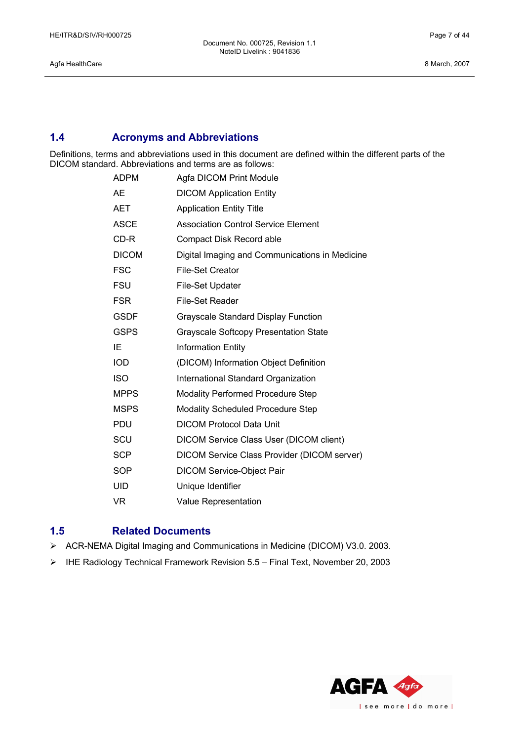## 1.4 Acronyms and Abbreviations

Definitions, terms and abbreviations used in this document are defined within the different parts of the DICOM standard. Abbreviations and terms are as follows:

| | |
|---|---|
| ADPM | Agfa DICOM Print Module |
| AE | DICOM Application Entity |
| AET | Application Entity Title |
| ASCE | Association Control Service Element |
| CD-R | Compact Disk Record able |
| DICOM | Digital Imaging and Communications in Medicine |
| FSC | File-Set Creator |
| FSU | File-Set Updater |
| FSR | File-Set Reader |
| GSDF | Grayscale Standard Display Function |
| GSPS | Grayscale Softcopy Presentation State |
| IE | Information Entity |
| IOD | (DICOM) Information Object Definition |
| ISO | International Standard Organization |
| MPPS | Modality Performed Procedure Step |
| MSPS | Modality Scheduled Procedure Step |
| PDU | DICOM Protocol Data Unit |
| SCU | DICOM Service Class User (DICOM client) |
| SCP | DICOM Service Class Provider (DICOM server) |
| SOP | DICOM Service-Object Pair |
| UID | Unique Identifier |
| VR | Value Representation |

## 1.5 Related Documents

- ACR-NEMA Digital Imaging and Communications in Medicine (DICOM) V3.0. 2003.
- IHE Radiology Technical Framework Revision 5.5 – Final Text, November 20, 2003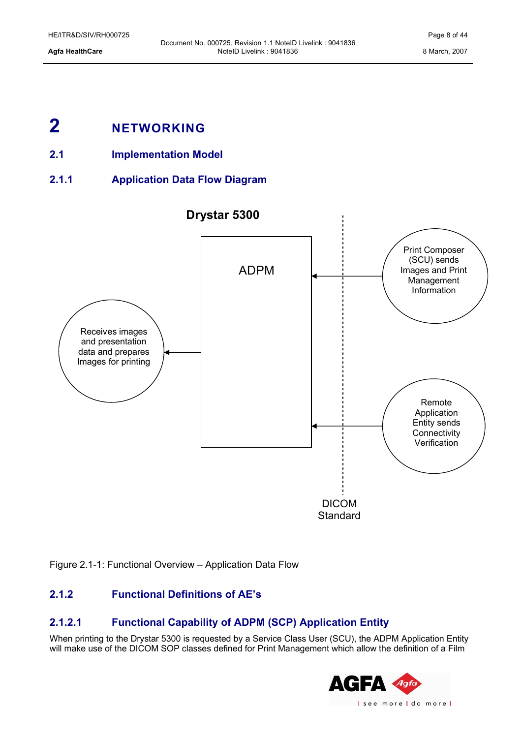# 2 NETWORKING

## 2.1 Implementation Model

### 2.1.1 Application Data Flow Diagram

Drystar 5300

ADPM

Receives images and presentation data and prepares Images for printing

Print Composer (SCU) sends Images and Print Management Information

Remote Application Entity sends Connectivity Verification

DICOM Standard

Figure 2.1-1: Functional Overview – Application Data Flow

### 2.1.2 Functional Definitions of AE's

#### 2.1.2.1 Functional Capability of ADPM (SCP) Application Entity

When printing to the Drystar 5300 is requested by a Service Class User (SCU), the ADPM Application Entity will make use of the DICOM SOP classes defined for Print Management which allow the definition of a Film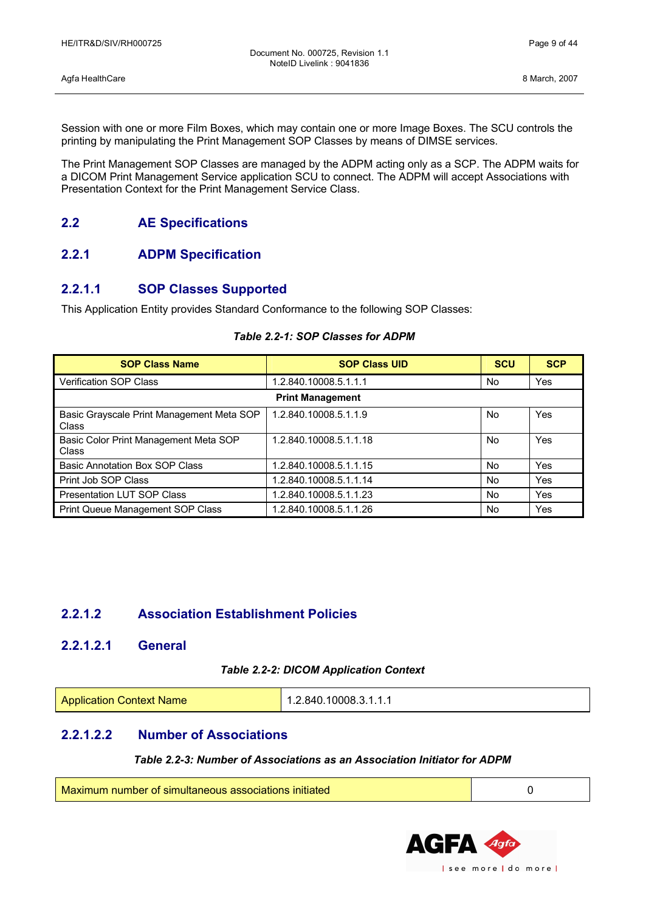Session with one or more Film Boxes, which may contain one or more Image Boxes. The SCU controls the printing by manipulating the Print Management SOP Classes by means of DIMSE services.

The Print Management SOP Classes are managed by the ADPM acting only as a SCP. The ADPM waits for a DICOM Print Management Service application SCU to connect. The ADPM will accept Associations with Presentation Context for the Print Management Service Class.

## 2.2 AE Specifications

### 2.2.1 ADPM Specification

#### 2.2.1.1 SOP Classes Supported

This Application Entity provides Standard Conformance to the following SOP Classes:

*Table 2.2-1: SOP Classes for ADPM*

| SOP Class Name | SOP Class UID | SCU | SCP |
|---|---|---|---|
| Verification SOP Class | 1.2.840.10008.5.1.1.1 | No | Yes |
| **Print Management** | | | |
| Basic Grayscale Print Management Meta SOP Class | 1.2.840.10008.5.1.1.9 | No | Yes |
| Basic Color Print Management Meta SOP Class | 1.2.840.10008.5.1.1.18 | No | Yes |
| Basic Annotation Box SOP Class | 1.2.840.10008.5.1.1.15 | No | Yes |
| Print Job SOP Class | 1.2.840.10008.5.1.1.14 | No | Yes |
| Presentation LUT SOP Class | 1.2.840.10008.5.1.1.23 | No | Yes |
| Print Queue Management SOP Class | 1.2.840.10008.5.1.1.26 | No | Yes |

#### 2.2.1.2 Association Establishment Policies

##### 2.2.1.2.1 General

*Table 2.2-2: DICOM Application Context*

| Application Context Name | 1.2.840.10008.3.1.1.1 |
|---|---|

##### 2.2.1.2.2 Number of Associations

*Table 2.2-3: Number of Associations as an Association Initiator for ADPM*

| Maximum number of simultaneous associations initiated | 0 |
|---|---|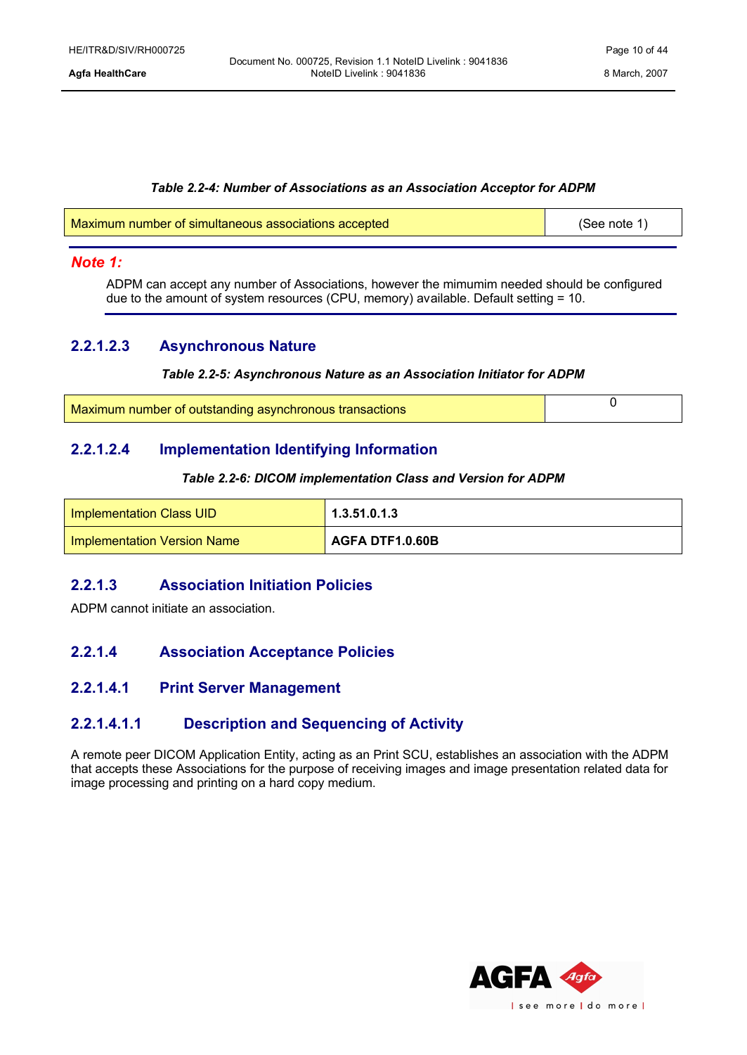***Table 2.2-4: Number of Associations as an Association Acceptor for ADPM***

| Maximum number of simultaneous associations accepted | (See note 1) |
|---|---|

***Note 1:***

ADPM can accept any number of Associations, however the mimumim needed should be configured due to the amount of system resources (CPU, memory) available. Default setting = 10.

#### 2.2.1.2.3 Asynchronous Nature

***Table 2.2-5: Asynchronous Nature as an Association Initiator for ADPM***

| Maximum number of outstanding asynchronous transactions | 0 |
|---|---|

#### 2.2.1.2.4 Implementation Identifying Information

***Table 2.2-6: DICOM implementation Class and Version for ADPM***

| Implementation Class UID | **1.3.51.0.1.3** |
|---|---|
| Implementation Version Name | **AGFA DTF1.0.60B** |

### 2.2.1.3 Association Initiation Policies

ADPM cannot initiate an association.

### 2.2.1.4 Association Acceptance Policies

#### 2.2.1.4.1 Print Server Management

##### 2.2.1.4.1.1 Description and Sequencing of Activity

A remote peer DICOM Application Entity, acting as an Print SCU, establishes an association with the ADPM that accepts these Associations for the purpose of receiving images and image presentation related data for image processing and printing on a hard copy medium.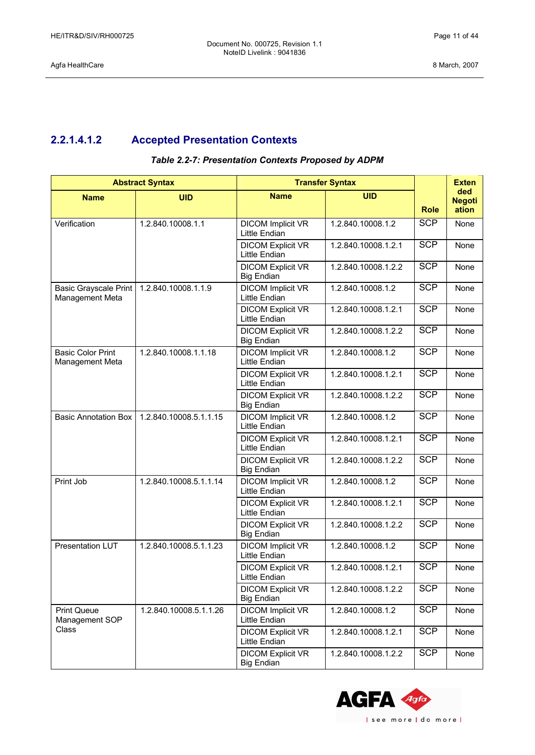### 2.2.1.4.1.2 Accepted Presentation Contexts

***Table 2.2-7: Presentation Contexts Proposed by ADPM***

| Abstract Syntax | | Transfer Syntax | | Role | Extended Negotiation |
|---|---|---|---|---|---|
| **Name** | **UID** | **Name** | **UID** | | |
| Verification | 1.2.840.10008.1.1 | DICOM Implicit VR Little Endian | 1.2.840.10008.1.2 | SCP | None |
| | | DICOM Explicit VR Little Endian | 1.2.840.10008.1.2.1 | SCP | None |
| | | DICOM Explicit VR Big Endian | 1.2.840.10008.1.2.2 | SCP | None |
| Basic Grayscale Print Management Meta | 1.2.840.10008.1.1.9 | DICOM Implicit VR Little Endian | 1.2.840.10008.1.2 | SCP | None |
| | | DICOM Explicit VR Little Endian | 1.2.840.10008.1.2.1 | SCP | None |
| | | DICOM Explicit VR Big Endian | 1.2.840.10008.1.2.2 | SCP | None |
| Basic Color Print Management Meta | 1.2.840.10008.1.1.18 | DICOM Implicit VR Little Endian | 1.2.840.10008.1.2 | SCP | None |
| | | DICOM Explicit VR Little Endian | 1.2.840.10008.1.2.1 | SCP | None |
| | | DICOM Explicit VR Big Endian | 1.2.840.10008.1.2.2 | SCP | None |
| Basic Annotation Box | 1.2.840.10008.5.1.1.15 | DICOM Implicit VR Little Endian | 1.2.840.10008.1.2 | SCP | None |
| | | DICOM Explicit VR Little Endian | 1.2.840.10008.1.2.1 | SCP | None |
| | | DICOM Explicit VR Big Endian | 1.2.840.10008.1.2.2 | SCP | None |
| Print Job | 1.2.840.10008.5.1.1.14 | DICOM Implicit VR Little Endian | 1.2.840.10008.1.2 | SCP | None |
| | | DICOM Explicit VR Little Endian | 1.2.840.10008.1.2.1 | SCP | None |
| | | DICOM Explicit VR Big Endian | 1.2.840.10008.1.2.2 | SCP | None |
| Presentation LUT | 1.2.840.10008.5.1.1.23 | DICOM Implicit VR Little Endian | 1.2.840.10008.1.2 | SCP | None |
| | | DICOM Explicit VR Little Endian | 1.2.840.10008.1.2.1 | SCP | None |
| | | DICOM Explicit VR Big Endian | 1.2.840.10008.1.2.2 | SCP | None |
| Print Queue Management SOP Class | 1.2.840.10008.5.1.1.26 | DICOM Implicit VR Little Endian | 1.2.840.10008.1.2 | SCP | None |
| | | DICOM Explicit VR Little Endian | 1.2.840.10008.1.2.1 | SCP | None |
| | | DICOM Explicit VR Big Endian | 1.2.840.10008.1.2.2 | SCP | None |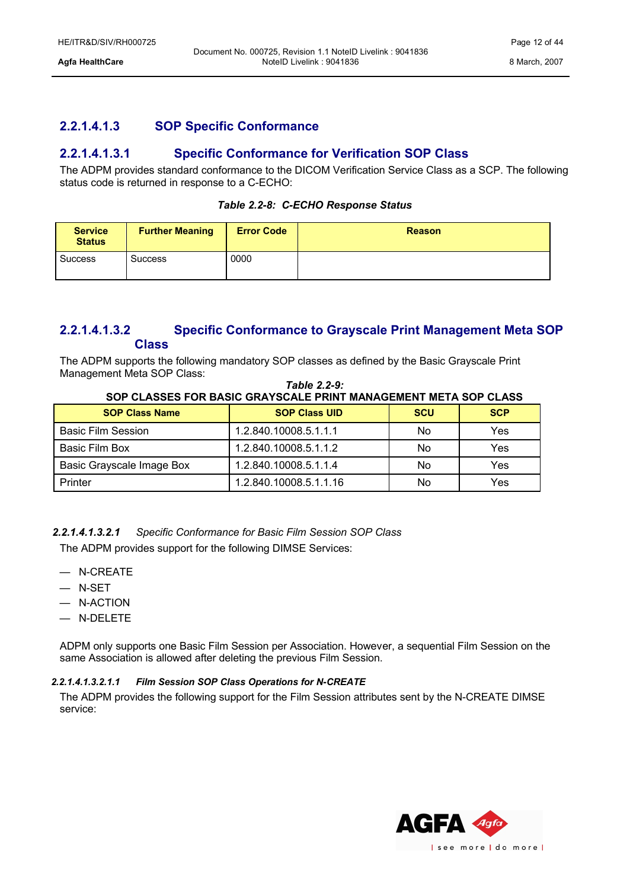### 2.2.1.4.1.3 SOP Specific Conformance

#### 2.2.1.4.1.3.1 Specific Conformance for Verification SOP Class

The ADPM provides standard conformance to the DICOM Verification Service Class as a SCP. The following status code is returned in response to a C-ECHO:

***Table 2.2-8: C-ECHO Response Status***

| Service Status | Further Meaning | Error Code | Reason |
|---|---|---|---|
| Success | Success | 0000 | |

#### 2.2.1.4.1.3.2 Specific Conformance to Grayscale Print Management Meta SOP Class

The ADPM supports the following mandatory SOP classes as defined by the Basic Grayscale Print Management Meta SOP Class:

***Table 2.2-9:***
**SOP CLASSES FOR BASIC GRAYSCALE PRINT MANAGEMENT META SOP CLASS**

| SOP Class Name | SOP Class UID | SCU | SCP |
|---|---|---|---|
| Basic Film Session | 1.2.840.10008.5.1.1.1 | No | Yes |
| Basic Film Box | 1.2.840.10008.5.1.1.2 | No | Yes |
| Basic Grayscale Image Box | 1.2.840.10008.5.1.1.4 | No | Yes |
| Printer | 1.2.840.10008.5.1.1.16 | No | Yes |

##### *2.2.1.4.1.3.2.1 Specific Conformance for Basic Film Session SOP Class*

The ADPM provides support for the following DIMSE Services:

- N-CREATE
- N-SET
- N-ACTION
- N-DELETE

ADPM only supports one Basic Film Session per Association. However, a sequential Film Session on the same Association is allowed after deleting the previous Film Session.

###### ***2.2.1.4.1.3.2.1.1 Film Session SOP Class Operations for N-CREATE***

The ADPM provides the following support for the Film Session attributes sent by the N-CREATE DIMSE service: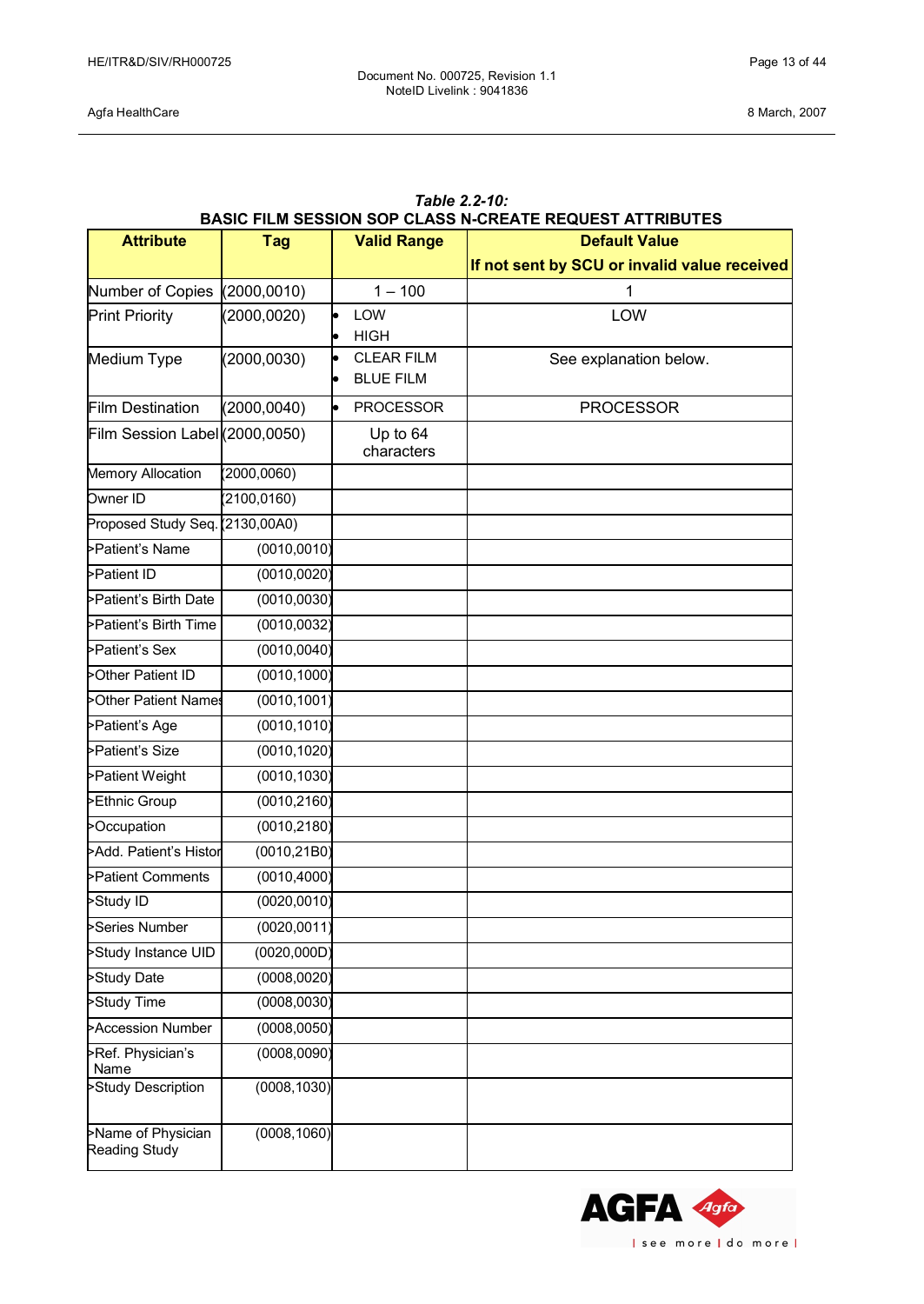***Table 2.2-10:***
**BASIC FILM SESSION SOP CLASS N-CREATE REQUEST ATTRIBUTES**

| Attribute | Tag | Valid Range | Default Value<br>If not sent by SCU or invalid value received |
|---|---|---|---|
| Number of Copies | (2000,0010) | 1 – 100 | 1 |
| Print Priority | (2000,0020) | • LOW<br>• HIGH | LOW |
| Medium Type | (2000,0030) | • CLEAR FILM<br>• BLUE FILM | See explanation below. |
| Film Destination | (2000,0040) | • PROCESSOR | PROCESSOR |
| Film Session Label | (2000,0050) | Up to 64 characters | |
| Memory Allocation | (2000,0060) | | |
| Owner ID | (2100,0160) | | |
| Proposed Study Seq. | (2130,00A0) | | |
| >Patient's Name | (0010,0010) | | |
| >Patient ID | (0010,0020) | | |
| >Patient's Birth Date | (0010,0030) | | |
| >Patient's Birth Time | (0010,0032) | | |
| >Patient's Sex | (0010,0040) | | |
| >Other Patient ID | (0010,1000) | | |
| >Other Patient Names | (0010,1001) | | |
| >Patient's Age | (0010,1010) | | |
| >Patient's Size | (0010,1020) | | |
| >Patient Weight | (0010,1030) | | |
| >Ethnic Group | (0010,2160) | | |
| >Occupation | (0010,2180) | | |
| >Add. Patient's Histor | (0010,21B0) | | |
| >Patient Comments | (0010,4000) | | |
| >Study ID | (0020,0010) | | |
| >Series Number | (0020,0011) | | |
| >Study Instance UID | (0020,000D) | | |
| >Study Date | (0008,0020) | | |
| >Study Time | (0008,0030) | | |
| >Accession Number | (0008,0050) | | |
| >Ref. Physician's Name | (0008,0090) | | |
| >Study Description | (0008,1030) | | |
| >Name of Physician Reading Study | (0008,1060) | | |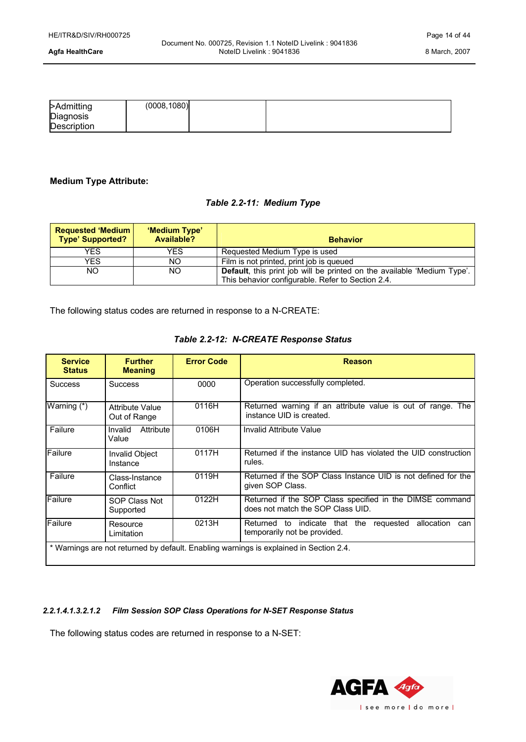| >Admitting Diagnosis Description | (0008,1080) | | |
|---|---|---|---|

**Medium Type Attribute:**

***Table 2.2-11: Medium Type***

| Requested 'Medium Type' Supported? | 'Medium Type' Available? | Behavior |
|---|---|---|
| YES | YES | Requested Medium Type is used |
| YES | NO | Film is not printed, print job is queued |
| NO | NO | **Default**, this print job will be printed on the available 'Medium Type'. This behavior configurable. Refer to Section 2.4. |

The following status codes are returned in response to a N-CREATE:

***Table 2.2-12: N-CREATE Response Status***

| Service Status | Further Meaning | Error Code | Reason |
|---|---|---|---|
| Success | Success | 0000 | Operation successfully completed. |
| Warning (*) | Attribute Value Out of Range | 0116H | Returned warning if an attribute value is out of range. The instance UID is created. |
| Failure | Invalid Attribute Value | 0106H | Invalid Attribute Value |
| Failure | Invalid Object Instance | 0117H | Returned if the instance UID has violated the UID construction rules. |
| Failure | Class-Instance Conflict | 0119H | Returned if the SOP Class Instance UID is not defined for the given SOP Class. |
| Failure | SOP Class Not Supported | 0122H | Returned if the SOP Class specified in the DIMSE command does not match the SOP Class UID. |
| Failure | Resource Limitation | 0213H | Returned to indicate that the requested allocation can temporarily not be provided. |
| * Warnings are not returned by default. Enabling warnings is explained in Section 2.4. | | | |

##### *2.2.1.4.1.3.2.1.2 Film Session SOP Class Operations for N-SET Response Status*

The following status codes are returned in response to a N-SET: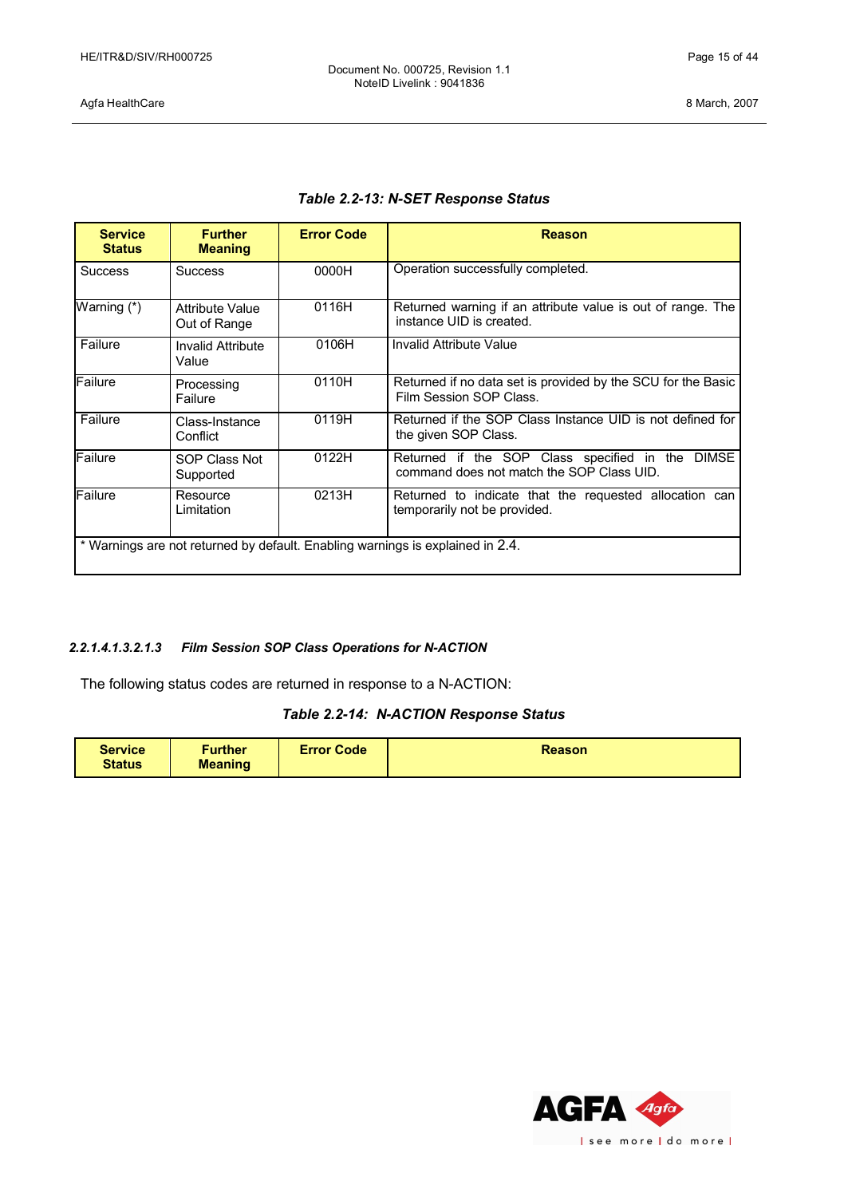**Table 2.2-13: N-SET Response Status**

| Service Status | Further Meaning | Error Code | Reason |
|---|---|---|---|
| Success | Success | 0000H | Operation successfully completed. |
| Warning (*) | Attribute Value Out of Range | 0116H | Returned warning if an attribute value is out of range. The instance UID is created. |
| Failure | Invalid Attribute Value | 0106H | Invalid Attribute Value |
| Failure | Processing Failure | 0110H | Returned if no data set is provided by the SCU for the Basic Film Session SOP Class. |
| Failure | Class-Instance Conflict | 0119H | Returned if the SOP Class Instance UID is not defined for the given SOP Class. |
| Failure | SOP Class Not Supported | 0122H | Returned if the SOP Class specified in the DIMSE command does not match the SOP Class UID. |
| Failure | Resource Limitation | 0213H | Returned to indicate that the requested allocation can temporarily not be provided. |
| * Warnings are not returned by default. Enabling warnings is explained in 2.4. | | | |

###### 2.2.1.4.1.3.2.1.3 Film Session SOP Class Operations for N-ACTION

The following status codes are returned in response to a N-ACTION:

**Table 2.2-14: N-ACTION Response Status**

| Service Status | Further Meaning | Error Code | Reason |
|---|---|---|---|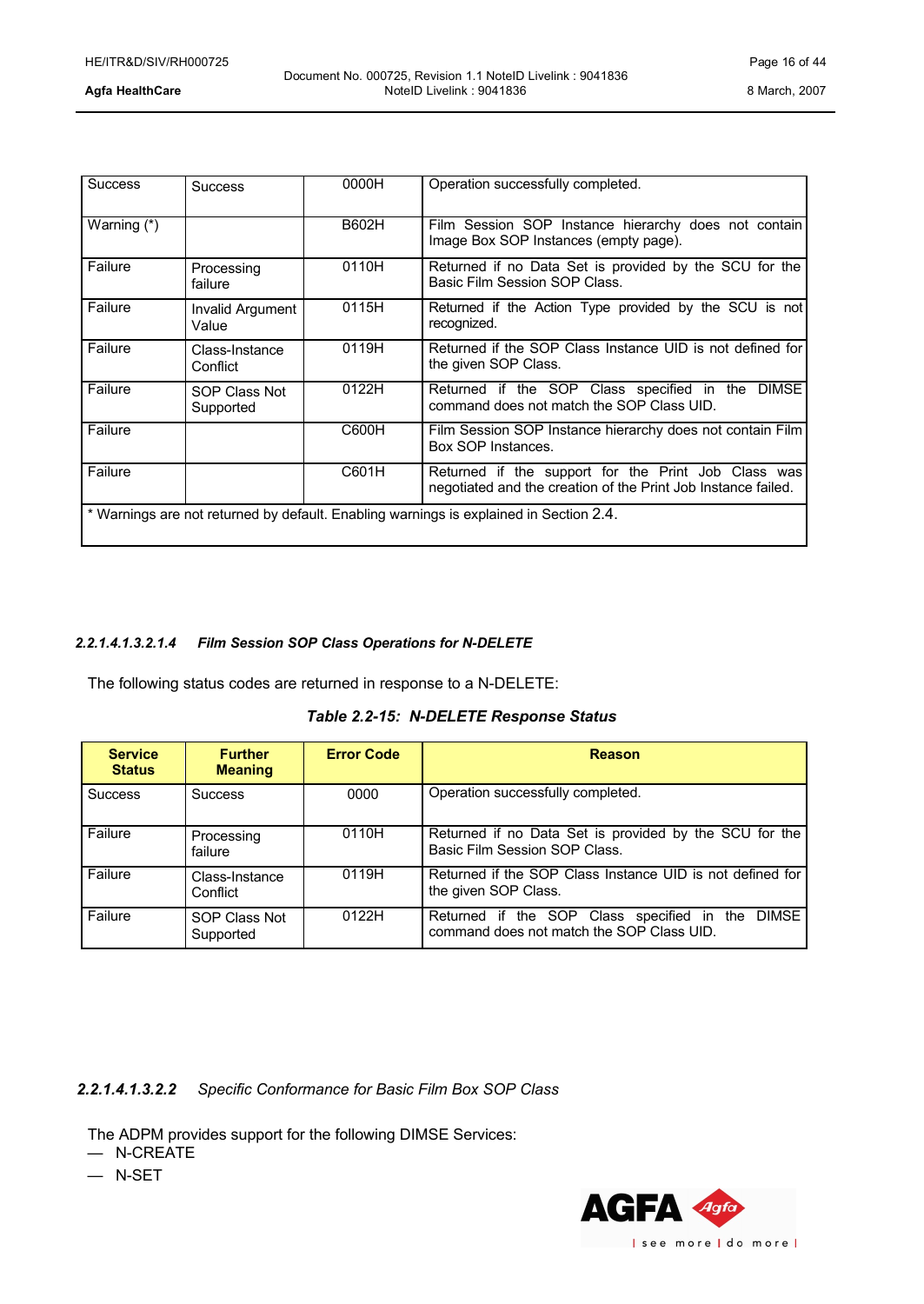| Success | Success | 0000H | Operation successfully completed. |
|---|---|---|---|
| Warning (*) | | B602H | Film Session SOP Instance hierarchy does not contain Image Box SOP Instances (empty page). |
| Failure | Processing failure | 0110H | Returned if no Data Set is provided by the SCU for the Basic Film Session SOP Class. |
| Failure | Invalid Argument Value | 0115H | Returned if the Action Type provided by the SCU is not recognized. |
| Failure | Class-Instance Conflict | 0119H | Returned if the SOP Class Instance UID is not defined for the given SOP Class. |
| Failure | SOP Class Not Supported | 0122H | Returned if the SOP Class specified in the DIMSE command does not match the SOP Class UID. |
| Failure | | C600H | Film Session SOP Instance hierarchy does not contain Film Box SOP Instances. |
| Failure | | C601H | Returned if the support for the Print Job Class was negotiated and the creation of the Print Job Instance failed. |
| * Warnings are not returned by default. Enabling warnings is explained in Section 2.4. | | | |

###### *2.2.1.4.1.3.2.1.4 Film Session SOP Class Operations for N-DELETE*

The following status codes are returned in response to a N-DELETE:

**Table 2.2-15: N-DELETE Response Status**

| Service Status | Further Meaning | Error Code | Reason |
|---|---|---|---|
| Success | Success | 0000 | Operation successfully completed. |
| Failure | Processing failure | 0110H | Returned if no Data Set is provided by the SCU for the Basic Film Session SOP Class. |
| Failure | Class-Instance Conflict | 0119H | Returned if the SOP Class Instance UID is not defined for the given SOP Class. |
| Failure | SOP Class Not Supported | 0122H | Returned if the SOP Class specified in the DIMSE command does not match the SOP Class UID. |

###### **2.2.1.4.1.3.2.2** *Specific Conformance for Basic Film Box SOP Class*

The ADPM provides support for the following DIMSE Services:
- N-CREATE
- N-SET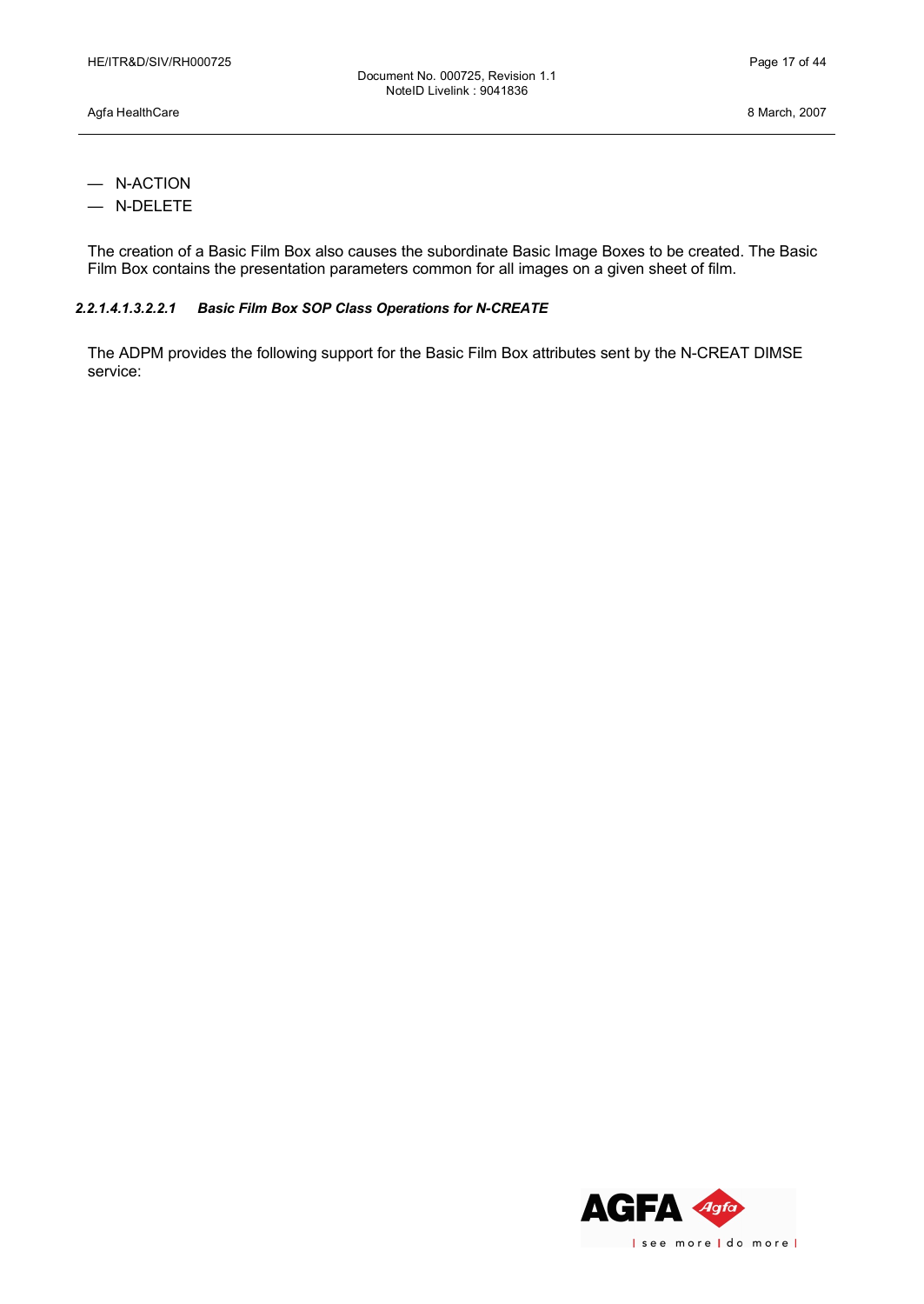— N-ACTION
— N-DELETE

The creation of a Basic Film Box also causes the subordinate Basic Image Boxes to be created. The Basic Film Box contains the presentation parameters common for all images on a given sheet of film.

###### *2.2.1.4.1.3.2.2.1 Basic Film Box SOP Class Operations for N-CREATE*

The ADPM provides the following support for the Basic Film Box attributes sent by the N-CREAT DIMSE service: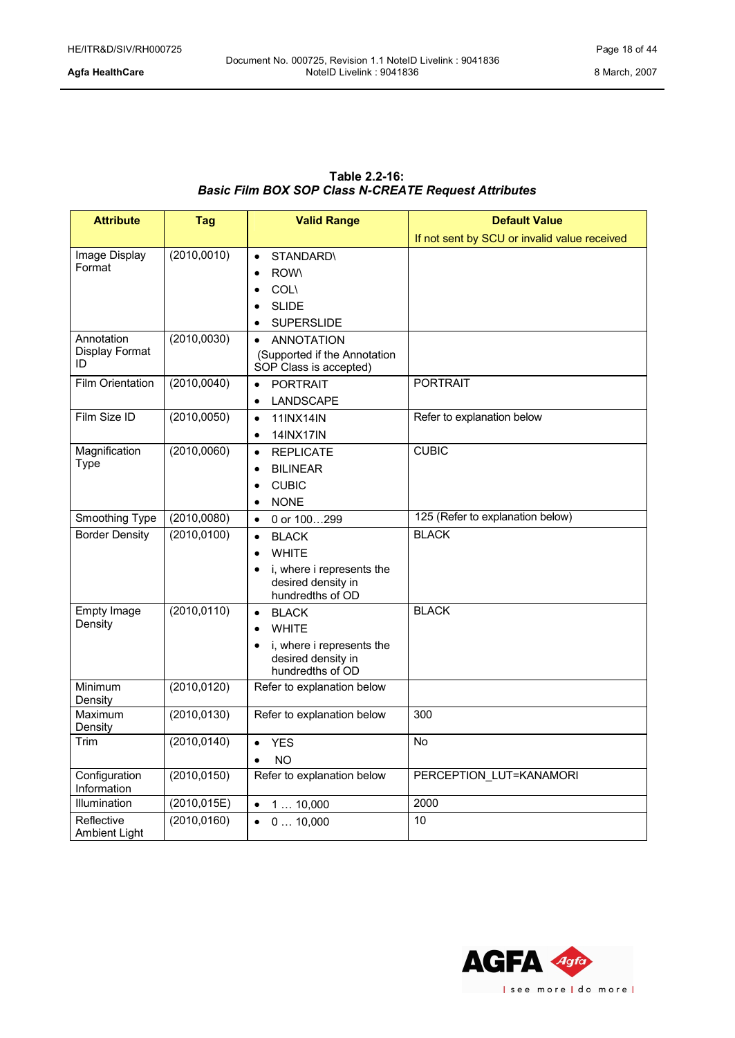**Table 2.2-16:**
***Basic Film BOX SOP Class N-CREATE Request Attributes***

| Attribute | Tag | Valid Range | Default Value<br>If not sent by SCU or invalid value received |
|---|---|---|---|
| Image Display Format | (2010,0010) | • STANDARD\<br>• ROW\<br>• COL\<br>• SLIDE<br>• SUPERSLIDE | |
| Annotation Display Format ID | (2010,0030) | • ANNOTATION<br>(Supported if the Annotation SOP Class is accepted) | |
| Film Orientation | (2010,0040) | • PORTRAIT<br>• LANDSCAPE | PORTRAIT |
| Film Size ID | (2010,0050) | • 11INX14IN<br>• 14INX17IN | Refer to explanation below |
| Magnification Type | (2010,0060) | • REPLICATE<br>• BILINEAR<br>• CUBIC<br>• NONE | CUBIC |
| Smoothing Type | (2010,0080) | • 0 or 100…299 | 125 (Refer to explanation below) |
| Border Density | (2010,0100) | • BLACK<br>• WHITE<br>• i, where i represents the desired density in hundredths of OD | BLACK |
| Empty Image Density | (2010,0110) | • BLACK<br>• WHITE<br>• i, where i represents the desired density in hundredths of OD | BLACK |
| Minimum Density | (2010,0120) | Refer to explanation below | |
| Maximum Density | (2010,0130) | Refer to explanation below | 300 |
| Trim | (2010,0140) | • YES<br>• NO | No |
| Configuration Information | (2010,0150) | Refer to explanation below | PERCEPTION_LUT=KANAMORI |
| Illumination | (2010,015E) | • 1 … 10,000 | 2000 |
| Reflective Ambient Light | (2010,0160) | • 0 … 10,000 | 10 |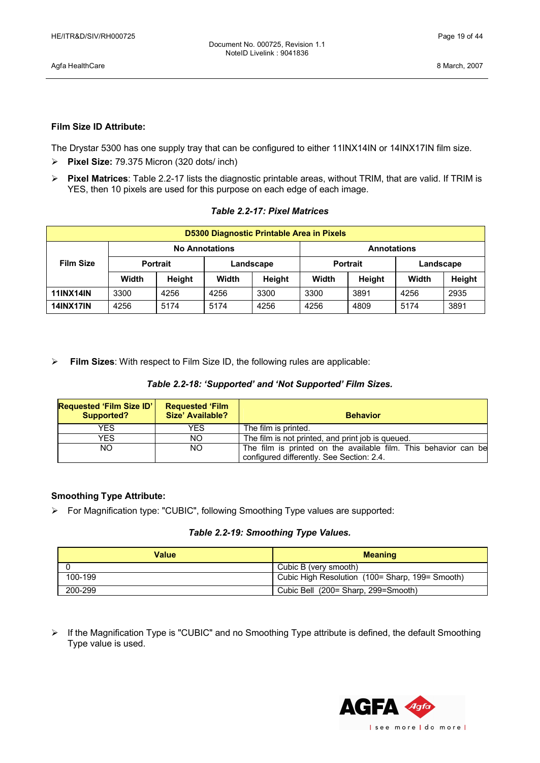**Film Size ID Attribute:**

The Drystar 5300 has one supply tray that can be configured to either 11INX14IN or 14INX17IN film size.

- **Pixel Size:** 79.375 Micron (320 dots/ inch)
- **Pixel Matrices**: Table 2.2-17 lists the diagnostic printable areas, without TRIM, that are valid. If TRIM is YES, then 10 pixels are used for this purpose on each edge of each image.

***Table 2.2-17: Pixel Matrices***

| D5300 Diagnostic Printable Area in Pixels | | | | | | | | |
|---|---|---|---|---|---|---|---|---|
| Film Size | No Annotations | | | | Annotations | | | |
| | Portrait | | Landscape | | Portrait | | Landscape | |
| | Width | Height | Width | Height | Width | Height | Width | Height |
| **11INX14IN** | 3300 | 4256 | 4256 | 3300 | 3300 | 3891 | 4256 | 2935 |
| **14INX17IN** | 4256 | 5174 | 5174 | 4256 | 4256 | 4809 | 5174 | 3891 |

- **Film Sizes**: With respect to Film Size ID, the following rules are applicable:

***Table 2.2-18: 'Supported' and 'Not Supported' Film Sizes.***

| Requested 'Film Size ID' Supported? | Requested 'Film Size' Available? | Behavior |
|---|---|---|
| YES | YES | The film is printed. |
| YES | NO | The film is not printed, and print job is queued. |
| NO | NO | The film is printed on the available film. This behavior can be configured differently. See Section: 2.4. |

**Smoothing Type Attribute:**

- For Magnification type: "CUBIC", following Smoothing Type values are supported:

***Table 2.2-19: Smoothing Type Values.***

| Value | Meaning |
|---|---|
| 0 | Cubic B (very smooth) |
| 100-199 | Cubic High Resolution (100= Sharp, 199= Smooth) |
| 200-299 | Cubic Bell (200= Sharp, 299=Smooth) |

- If the Magnification Type is "CUBIC" and no Smoothing Type attribute is defined, the default Smoothing Type value is used.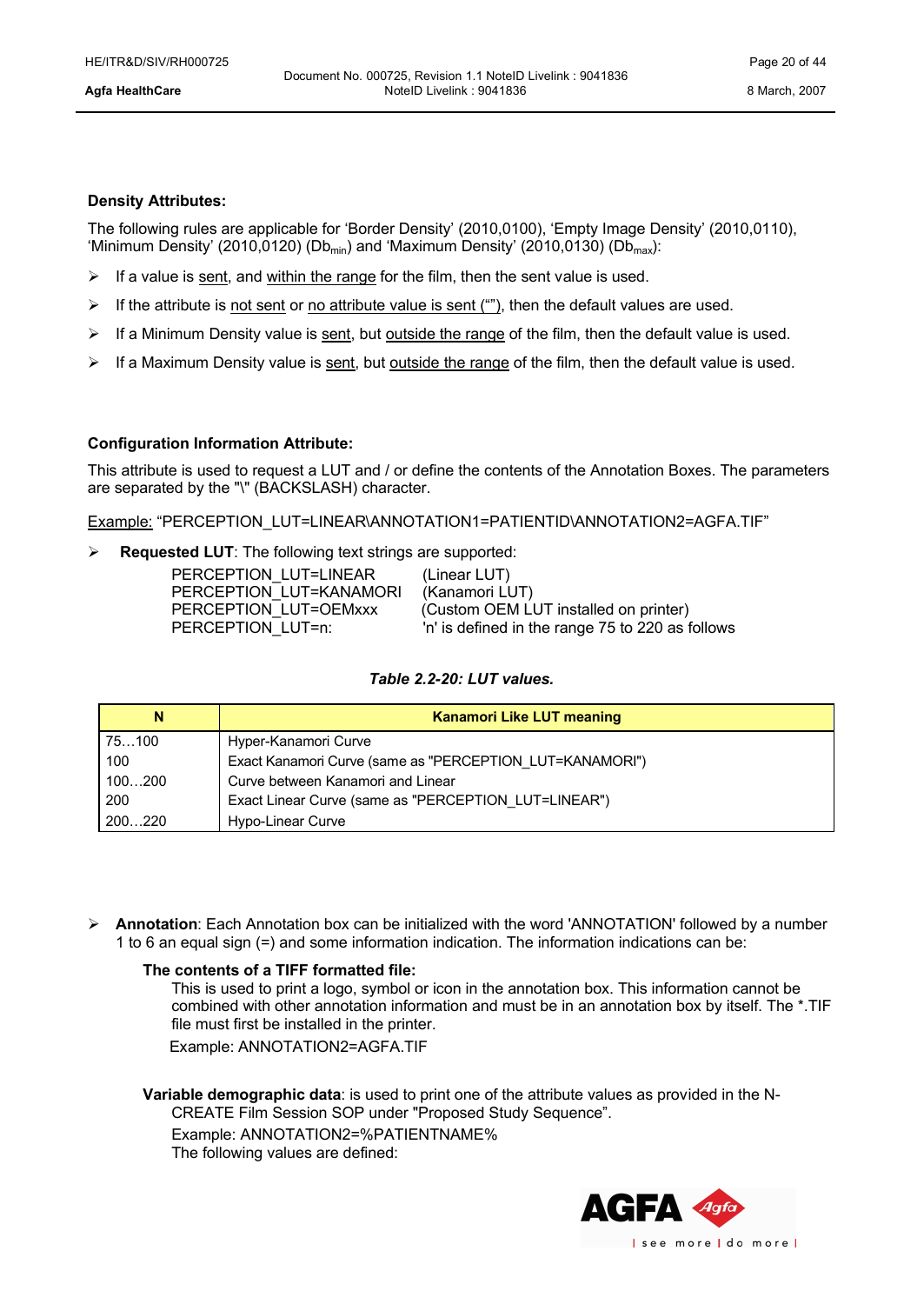**Density Attributes:**

The following rules are applicable for 'Border Density' (2010,0100), 'Empty Image Density' (2010,0110), 'Minimum Density' (2010,0120) ($Db_{min}$) and 'Maximum Density' (2010,0130) ($Db_{max}$):

- If a value is sent, and within the range for the film, then the sent value is used.
- If the attribute is not sent or no attribute value is sent (""), then the default values are used.
- If a Minimum Density value is sent, but outside the range of the film, then the default value is used.
- If a Maximum Density value is sent, but outside the range of the film, then the default value is used.

**Configuration Information Attribute:**

This attribute is used to request a LUT and / or define the contents of the Annotation Boxes. The parameters are separated by the "\" (BACKSLASH) character.

Example: "PERCEPTION_LUT=LINEAR\ANNOTATION1=PATIENTID\ANNOTATION2=AGFA.TIF"

- **Requested LUT**: The following text strings are supported:

  PERCEPTION_LUT=LINEAR (Linear LUT)
  PERCEPTION_LUT=KANAMORI (Kanamori LUT)
  PERCEPTION_LUT=OEMxxx (Custom OEM LUT installed on printer)
  PERCEPTION_LUT=n: 'n' is defined in the range 75 to 220 as follows

*Table 2.2-20: LUT values.*

| N | Kanamori Like LUT meaning |
|---|---|
| 75…100 | Hyper-Kanamori Curve |
| 100 | Exact Kanamori Curve (same as "PERCEPTION_LUT=KANAMORI") |
| 100…200 | Curve between Kanamori and Linear |
| 200 | Exact Linear Curve (same as "PERCEPTION_LUT=LINEAR") |
| 200…220 | Hypo-Linear Curve |

- **Annotation**: Each Annotation box can be initialized with the word 'ANNOTATION' followed by a number 1 to 6 an equal sign (=) and some information indication. The information indications can be:

  **The contents of a TIFF formatted file:**
  This is used to print a logo, symbol or icon in the annotation box. This information cannot be combined with other annotation information and must be in an annotation box by itself. The *.TIF file must first be installed in the printer.
  Example: ANNOTATION2=AGFA.TIF

  **Variable demographic data**: is used to print one of the attribute values as provided in the N-CREATE Film Session SOP under "Proposed Study Sequence".
  Example: ANNOTATION2=%PATIENTNAME%
  The following values are defined: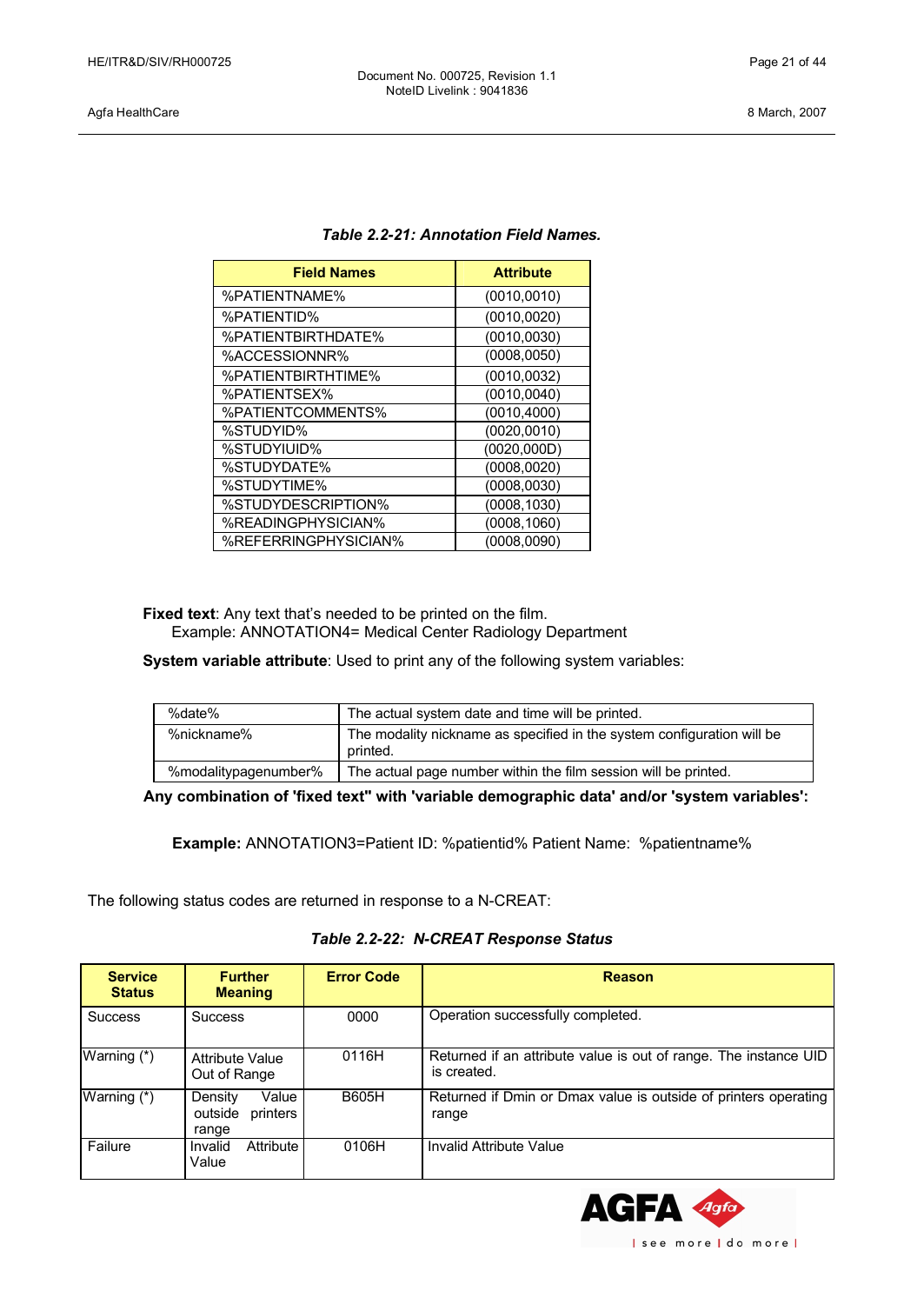**Table 2.2-21: Annotation Field Names.**

| Field Names | Attribute |
|---|---|
| %PATIENTNAME% | (0010,0010) |
| %PATIENTID% | (0010,0020) |
| %PATIENTBIRTHDATE% | (0010,0030) |
| %ACCESSIONNR% | (0008,0050) |
| %PATIENTBIRTHTIME% | (0010,0032) |
| %PATIENTSEX% | (0010,0040) |
| %PATIENTCOMMENTS% | (0010,4000) |
| %STUDYID% | (0020,0010) |
| %STUDYIUID% | (0020,000D) |
| %STUDYDATE% | (0008,0020) |
| %STUDYTIME% | (0008,0030) |
| %STUDYDESCRIPTION% | (0008,1030) |
| %READINGPHYSICIAN% | (0008,1060) |
| %REFERRINGPHYSICIAN% | (0008,0090) |

**Fixed text**: Any text that's needed to be printed on the film.
Example: ANNOTATION4= Medical Center Radiology Department

**System variable attribute**: Used to print any of the following system variables:

| | |
|---|---|
| %date% | The actual system date and time will be printed. |
| %nickname% | The modality nickname as specified in the system configuration will be printed. |
| %modalitypagenumber% | The actual page number within the film session will be printed. |

**Any combination of 'fixed text" with 'variable demographic data' and/or 'system variables':**

**Example:** ANNOTATION3=Patient ID: %patientid% Patient Name: %patientname%

The following status codes are returned in response to a N-CREAT:

**Table 2.2-22: N-CREAT Response Status**

| Service Status | Further Meaning | Error Code | Reason |
|---|---|---|---|
| Success | Success | 0000 | Operation successfully completed. |
| Warning (*) | Attribute Value Out of Range | 0116H | Returned if an attribute value is out of range. The instance UID is created. |
| Warning (*) | Density Value outside printers range | B605H | Returned if Dmin or Dmax value is outside of printers operating range |
| Failure | Invalid Attribute Value | 0106H | Invalid Attribute Value |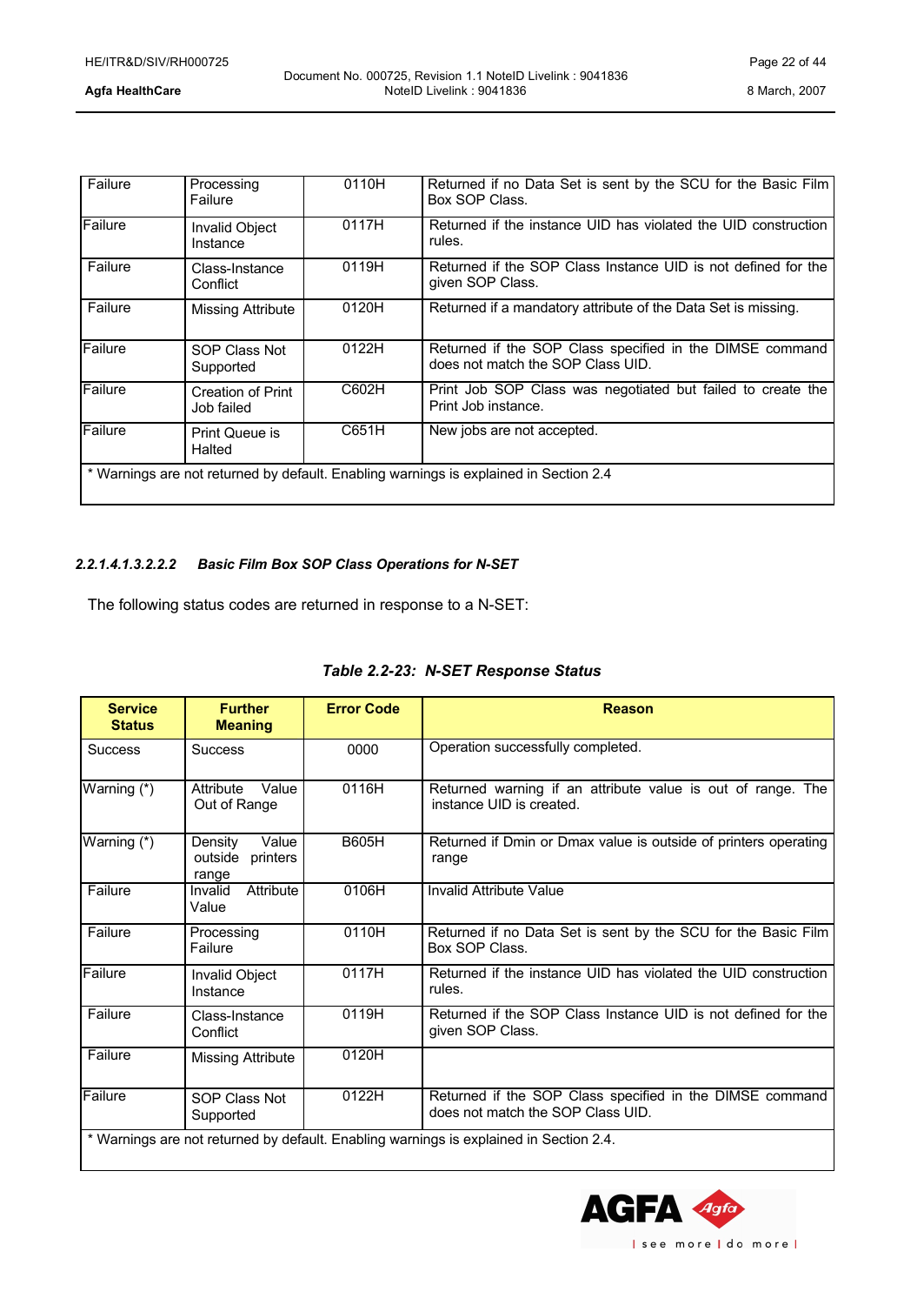| | | | |
|---|---|---|---|
| Failure | Processing Failure | 0110H | Returned if no Data Set is sent by the SCU for the Basic Film Box SOP Class. |
| Failure | Invalid Object Instance | 0117H | Returned if the instance UID has violated the UID construction rules. |
| Failure | Class-Instance Conflict | 0119H | Returned if the SOP Class Instance UID is not defined for the given SOP Class. |
| Failure | Missing Attribute | 0120H | Returned if a mandatory attribute of the Data Set is missing. |
| Failure | SOP Class Not Supported | 0122H | Returned if the SOP Class specified in the DIMSE command does not match the SOP Class UID. |
| Failure | Creation of Print Job failed | C602H | Print Job SOP Class was negotiated but failed to create the Print Job instance. |
| Failure | Print Queue is Halted | C651H | New jobs are not accepted. |
| * Warnings are not returned by default. Enabling warnings is explained in Section 2.4 | | | |

#### *2.2.1.4.1.3.2.2.2 Basic Film Box SOP Class Operations for N-SET*

The following status codes are returned in response to a N-SET:

***Table 2.2-23: N-SET Response Status***

| Service Status | Further Meaning | Error Code | Reason |
|---|---|---|---|
| Success | Success | 0000 | Operation successfully completed. |
| Warning (*) | Attribute Value Out of Range | 0116H | Returned warning if an attribute value is out of range. The instance UID is created. |
| Warning (*) | Density Value outside printers range | B605H | Returned if Dmin or Dmax value is outside of printers operating range |
| Failure | Invalid Attribute Value | 0106H | Invalid Attribute Value |
| Failure | Processing Failure | 0110H | Returned if no Data Set is sent by the SCU for the Basic Film Box SOP Class. |
| Failure | Invalid Object Instance | 0117H | Returned if the instance UID has violated the UID construction rules. |
| Failure | Class-Instance Conflict | 0119H | Returned if the SOP Class Instance UID is not defined for the given SOP Class. |
| Failure | Missing Attribute | 0120H | |
| Failure | SOP Class Not Supported | 0122H | Returned if the SOP Class specified in the DIMSE command does not match the SOP Class UID. |
| * Warnings are not returned by default. Enabling warnings is explained in Section 2.4. | | | |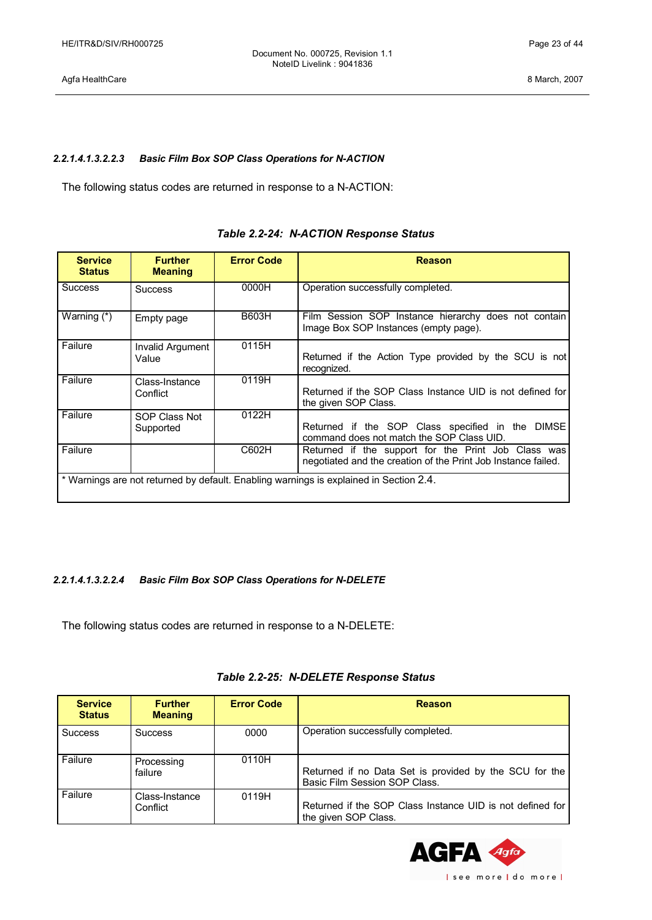##### 2.2.1.4.1.3.2.2.3 Basic Film Box SOP Class Operations for N-ACTION

The following status codes are returned in response to a N-ACTION:

**Table 2.2-24: N-ACTION Response Status**

| Service Status | Further Meaning | Error Code | Reason |
|---|---|---|---|
| Success | Success | 0000H | Operation successfully completed. |
| Warning (*) | Empty page | B603H | Film Session SOP Instance hierarchy does not contain Image Box SOP Instances (empty page). |
| Failure | Invalid Argument Value | 0115H | Returned if the Action Type provided by the SCU is not recognized. |
| Failure | Class-Instance Conflict | 0119H | Returned if the SOP Class Instance UID is not defined for the given SOP Class. |
| Failure | SOP Class Not Supported | 0122H | Returned if the SOP Class specified in the DIMSE command does not match the SOP Class UID. |
| Failure | | C602H | Returned if the support for the Print Job Class was negotiated and the creation of the Print Job Instance failed. |
| * Warnings are not returned by default. Enabling warnings is explained in Section 2.4. | | | |

##### 2.2.1.4.1.3.2.2.4 Basic Film Box SOP Class Operations for N-DELETE

The following status codes are returned in response to a N-DELETE:

**Table 2.2-25: N-DELETE Response Status**

| Service Status | Further Meaning | Error Code | Reason |
|---|---|---|---|
| Success | Success | 0000 | Operation successfully completed. |
| Failure | Processing failure | 0110H | Returned if no Data Set is provided by the SCU for the Basic Film Session SOP Class. |
| Failure | Class-Instance Conflict | 0119H | Returned if the SOP Class Instance UID is not defined for the given SOP Class. |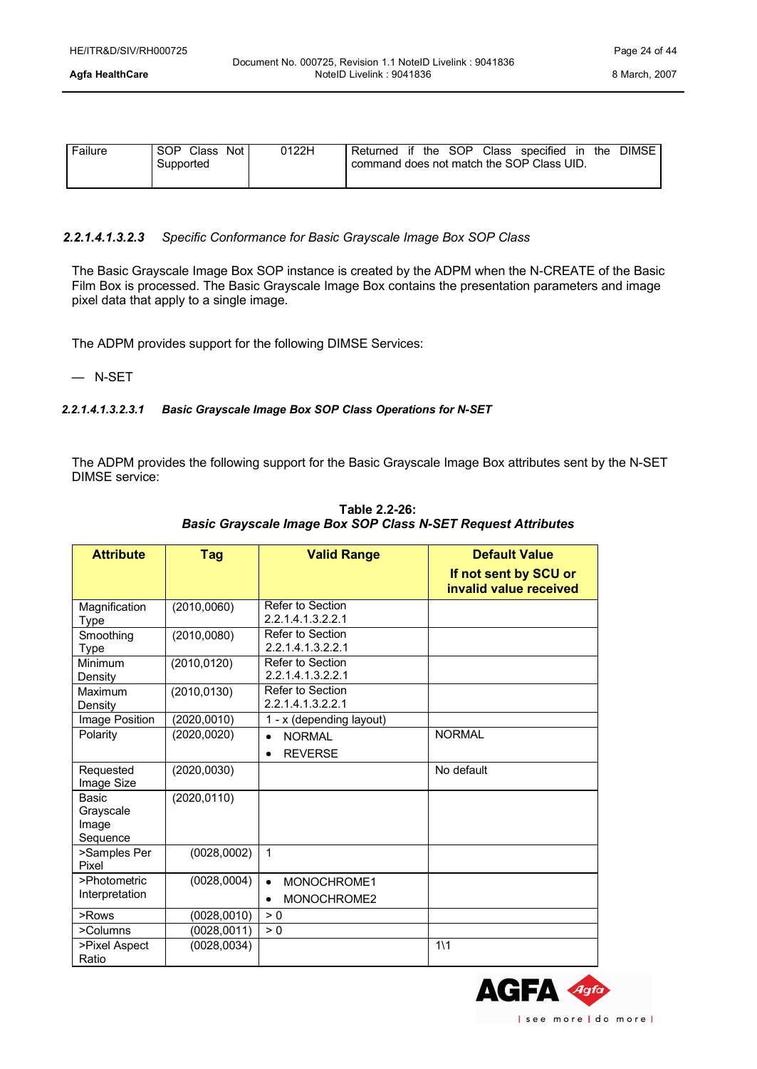| Failure | SOP Class Not Supported | 0122H | Returned if the SOP Class specified in the DIMSE command does not match the SOP Class UID. |
|---|---|---|---|

#### *2.2.1.4.1.3.2.3 Specific Conformance for Basic Grayscale Image Box SOP Class*

The Basic Grayscale Image Box SOP instance is created by the ADPM when the N-CREATE of the Basic Film Box is processed. The Basic Grayscale Image Box contains the presentation parameters and image pixel data that apply to a single image.

The ADPM provides support for the following DIMSE Services:

— N-SET

##### ***2.2.1.4.1.3.2.3.1 Basic Grayscale Image Box SOP Class Operations for N-SET***

The ADPM provides the following support for the Basic Grayscale Image Box attributes sent by the N-SET DIMSE service:

**Table 2.2-26:**
***Basic Grayscale Image Box SOP Class N-SET Request Attributes***

| Attribute | Tag | Valid Range | Default Value<br>If not sent by SCU or invalid value received |
|---|---|---|---|
| Magnification Type | (2010,0060) | Refer to Section 2.2.1.4.1.3.2.2.1 | |
| Smoothing Type | (2010,0080) | Refer to Section 2.2.1.4.1.3.2.2.1 | |
| Minimum Density | (2010,0120) | Refer to Section 2.2.1.4.1.3.2.2.1 | |
| Maximum Density | (2010,0130) | Refer to Section 2.2.1.4.1.3.2.2.1 | |
| Image Position | (2020,0010) | 1 - x (depending layout) | |
| Polarity | (2020,0020) | • NORMAL<br>• REVERSE | NORMAL |
| Requested Image Size | (2020,0030) | | No default |
| Basic Grayscale Image Sequence | (2020,0110) | | |
| >Samples Per Pixel | (0028,0002) | 1 | |
| >Photometric Interpretation | (0028,0004) | • MONOCHROME1<br>• MONOCHROME2 | |
| >Rows | (0028,0010) | > 0 | |
| >Columns | (0028,0011) | > 0 | |
| >Pixel Aspect Ratio | (0028,0034) | | 1\1 |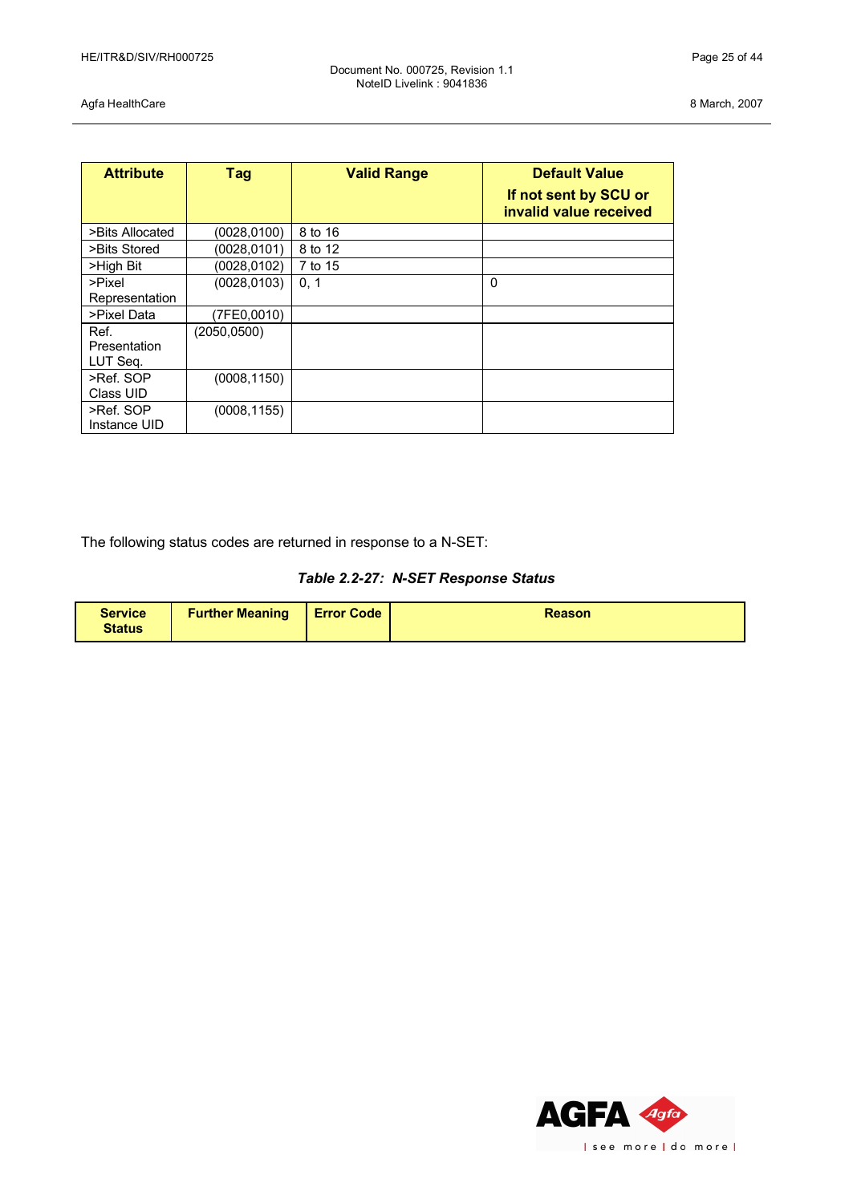| Attribute | Tag | Valid Range | Default Value<br>If not sent by SCU or invalid value received |
|---|---|---|---|
| >Bits Allocated | (0028,0100) | 8 to 16 | |
| >Bits Stored | (0028,0101) | 8 to 12 | |
| >High Bit | (0028,0102) | 7 to 15 | |
| >Pixel Representation | (0028,0103) | 0, 1 | 0 |
| >Pixel Data | (7FE0,0010) | | |
| Ref. Presentation LUT Seq. | (2050,0500) | | |
| >Ref. SOP Class UID | (0008,1150) | | |
| >Ref. SOP Instance UID | (0008,1155) | | |

The following status codes are returned in response to a N-SET:

***Table 2.2-27: N-SET Response Status***

| Service Status | Further Meaning | Error Code | Reason |
|---|---|---|---|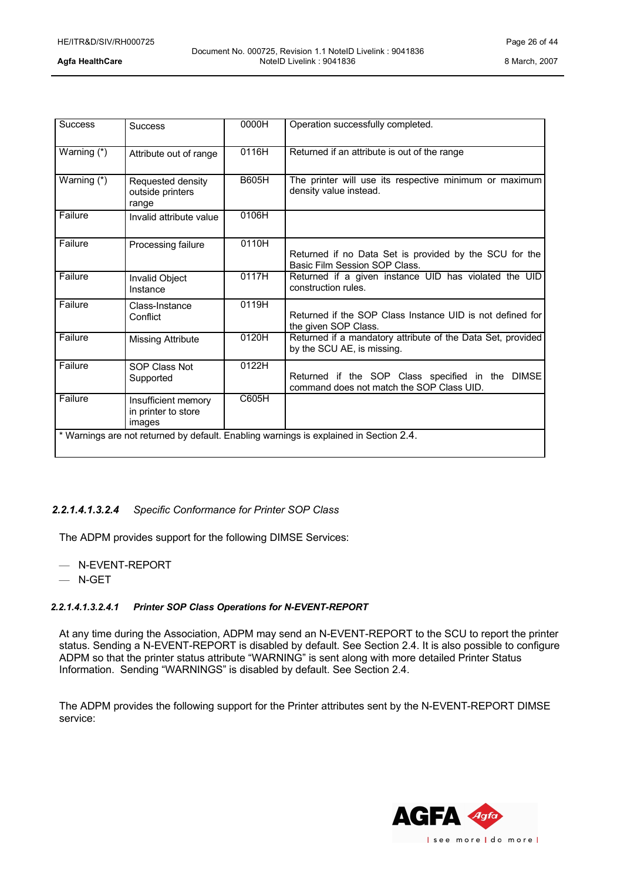| Success | Success | 0000H | Operation successfully completed. |
|---|---|---|---|
| Warning (*) | Attribute out of range | 0116H | Returned if an attribute is out of the range |
| Warning (*) | Requested density outside printers range | B605H | The printer will use its respective minimum or maximum density value instead. |
| Failure | Invalid attribute value | 0106H | |
| Failure | Processing failure | 0110H | Returned if no Data Set is provided by the SCU for the Basic Film Session SOP Class. |
| Failure | Invalid Object Instance | 0117H | Returned if a given instance UID has violated the UID construction rules. |
| Failure | Class-Instance Conflict | 0119H | Returned if the SOP Class Instance UID is not defined for the given SOP Class. |
| Failure | Missing Attribute | 0120H | Returned if a mandatory attribute of the Data Set, provided by the SCU AE, is missing. |
| Failure | SOP Class Not Supported | 0122H | Returned if the SOP Class specified in the DIMSE command does not match the SOP Class UID. |
| Failure | Insufficient memory in printer to store images | C605H | |
| * Warnings are not returned by default. Enabling warnings is explained in Section 2.4. | | | |

#### 2.2.1.4.1.3.2.4 *Specific Conformance for Printer SOP Class*

The ADPM provides support for the following DIMSE Services:

- N-EVENT-REPORT
- N-GET

##### *2.2.1.4.1.3.2.4.1 Printer SOP Class Operations for N-EVENT-REPORT*

At any time during the Association, ADPM may send an N-EVENT-REPORT to the SCU to report the printer status. Sending a N-EVENT-REPORT is disabled by default. See Section 2.4. It is also possible to configure ADPM so that the printer status attribute “WARNING” is sent along with more detailed Printer Status Information. Sending “WARNINGS” is disabled by default. See Section 2.4.

The ADPM provides the following support for the Printer attributes sent by the N-EVENT-REPORT DIMSE service: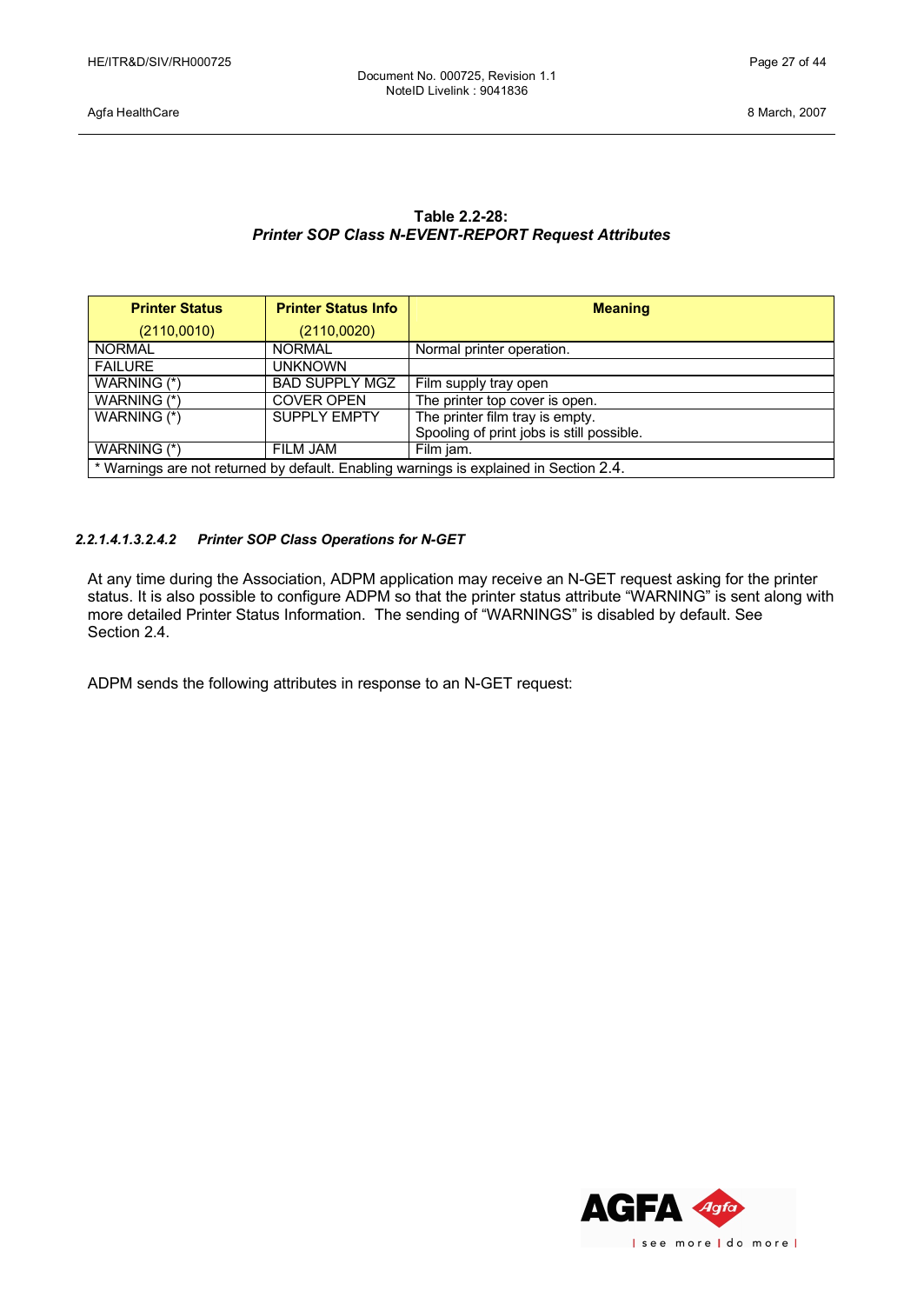**Table 2.2-28:**
***Printer SOP Class N-EVENT-REPORT Request Attributes***

| Printer Status (2110,0010) | Printer Status Info (2110,0020) | Meaning |
|---|---|---|
| NORMAL | NORMAL | Normal printer operation. |
| FAILURE | UNKNOWN | |
| WARNING (*) | BAD SUPPLY MGZ | Film supply tray open |
| WARNING (*) | COVER OPEN | The printer top cover is open. |
| WARNING (*) | SUPPLY EMPTY | The printer film tray is empty. Spooling of print jobs is still possible. |
| WARNING (*) | FILM JAM | Film jam. |
| * Warnings are not returned by default. Enabling warnings is explained in Section 2.4. | | |

#### *2.2.1.4.1.3.2.4.2 Printer SOP Class Operations for N-GET*

At any time during the Association, ADPM application may receive an N-GET request asking for the printer status. It is also possible to configure ADPM so that the printer status attribute “WARNING” is sent along with more detailed Printer Status Information. The sending of “WARNINGS” is disabled by default. See Section 2.4.

ADPM sends the following attributes in response to an N-GET request: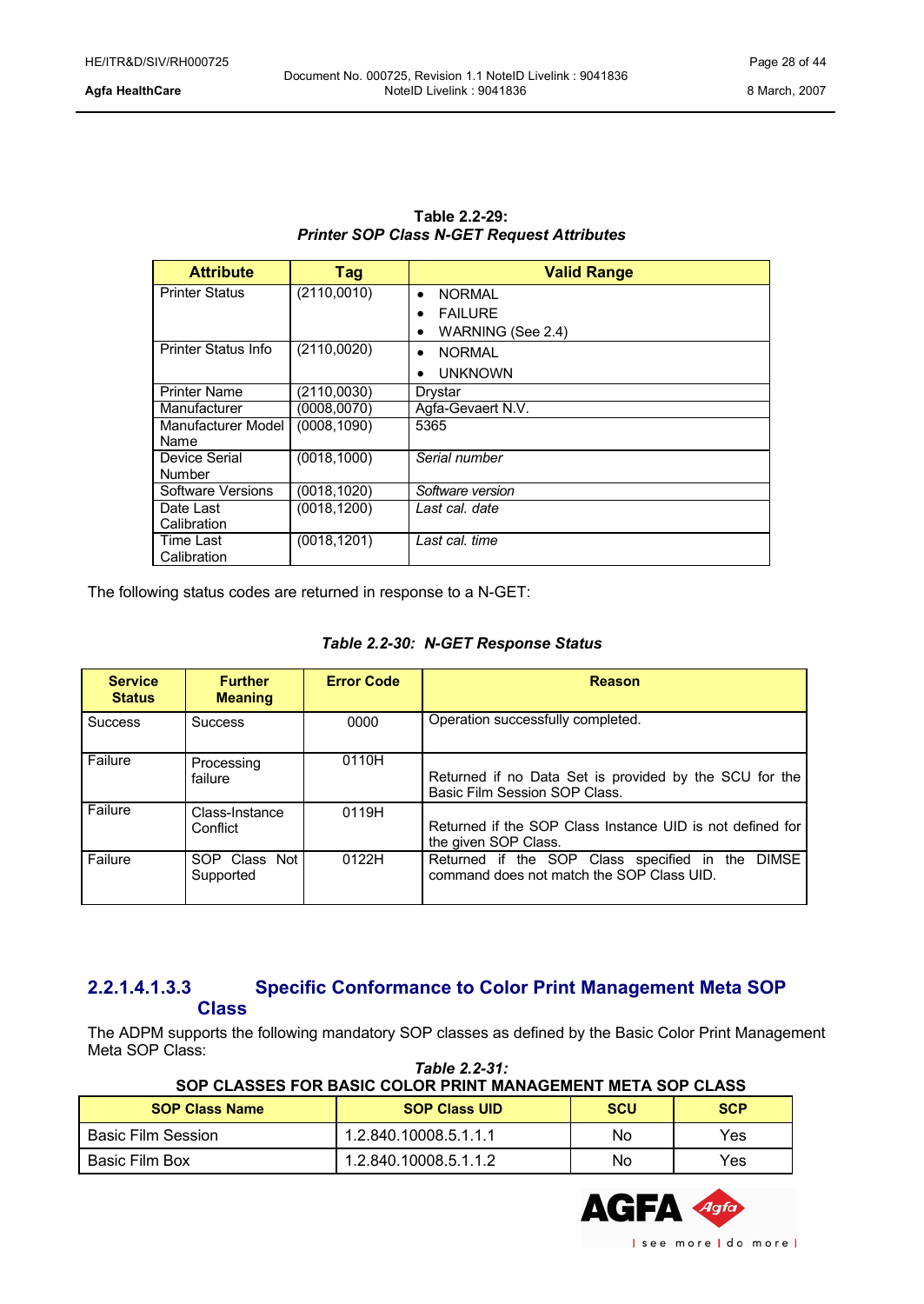**Table 2.2-29:**
***Printer SOP Class N-GET Request Attributes***

| Attribute | Tag | Valid Range |
|---|---|---|
| Printer Status | (2110,0010) | • NORMAL<br>• FAILURE<br>• WARNING (See 2.4) |
| Printer Status Info | (2110,0020) | • NORMAL<br>• UNKNOWN |
| Printer Name | (2110,0030) | Drystar |
| Manufacturer | (0008,0070) | Agfa-Gevaert N.V. |
| Manufacturer Model Name | (0008,1090) | 5365 |
| Device Serial Number | (0018,1000) | *Serial number* |
| Software Versions | (0018,1020) | *Software version* |
| Date Last Calibration | (0018,1200) | *Last cal. date* |
| Time Last Calibration | (0018,1201) | *Last cal. time* |

The following status codes are returned in response to a N-GET:

***Table 2.2-30: N-GET Response Status***

| Service Status | Further Meaning | Error Code | Reason |
|---|---|---|---|
| Success | Success | 0000 | Operation successfully completed. |
| Failure | Processing failure | 0110H | Returned if no Data Set is provided by the SCU for the Basic Film Session SOP Class. |
| Failure | Class-Instance Conflict | 0119H | Returned if the SOP Class Instance UID is not defined for the given SOP Class. |
| Failure | SOP Class Not Supported | 0122H | Returned if the SOP Class specified in the DIMSE command does not match the SOP Class UID. |

## 2.2.1.4.1.3.3 Specific Conformance to Color Print Management Meta SOP Class

The ADPM supports the following mandatory SOP classes as defined by the Basic Color Print Management Meta SOP Class:

***Table 2.2-31:***
**SOP CLASSES FOR BASIC COLOR PRINT MANAGEMENT META SOP CLASS**

| SOP Class Name | SOP Class UID | SCU | SCP |
|---|---|---|---|
| Basic Film Session | 1.2.840.10008.5.1.1.1 | No | Yes |
| Basic Film Box | 1.2.840.10008.5.1.1.2 | No | Yes |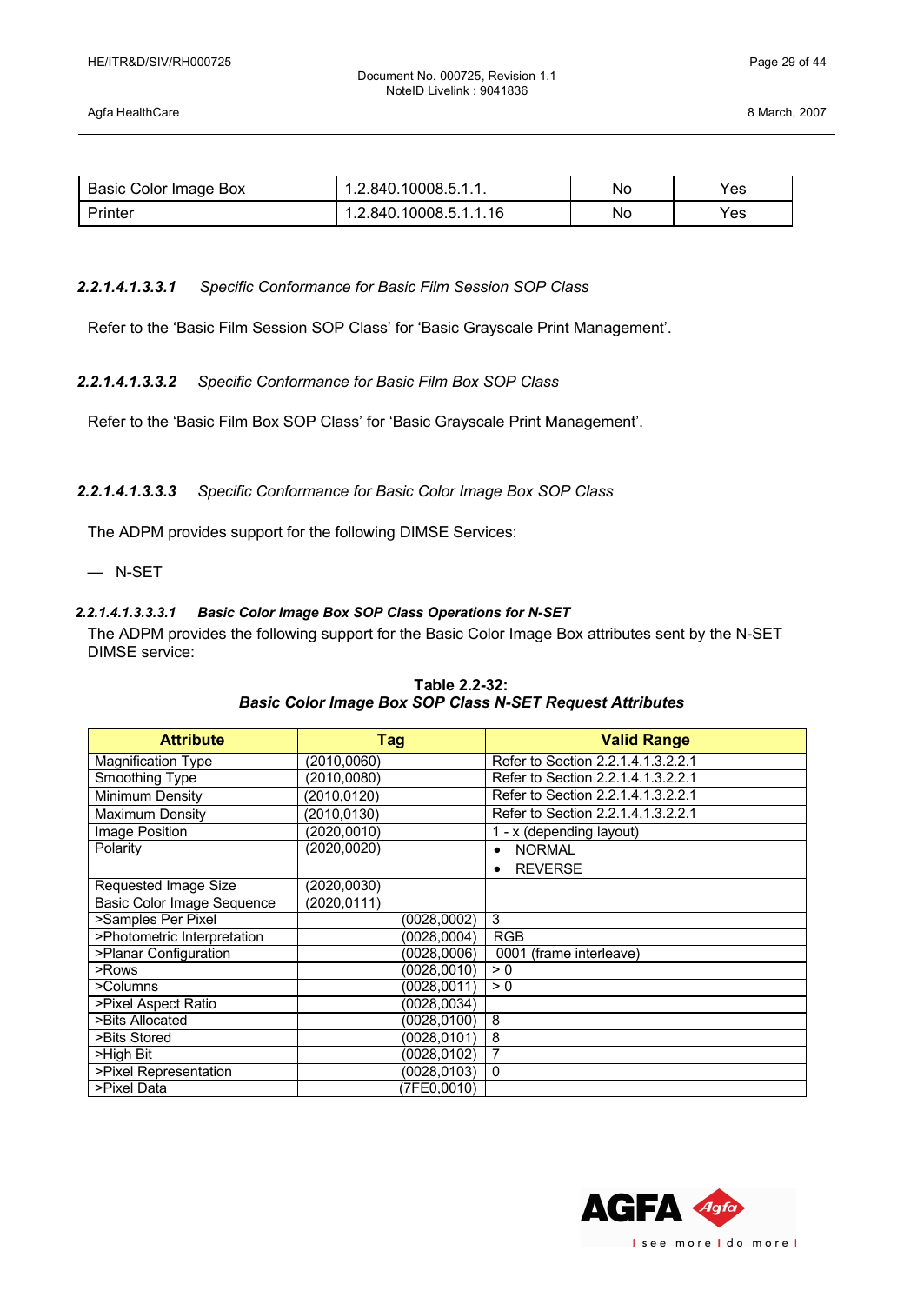| Basic Color Image Box | 1.2.840.10008.5.1.1. | No | Yes |
|---|---|---|---|
| Printer | 1.2.840.10008.5.1.1.16 | No | Yes |

#### ***2.2.1.4.1.3.3.1*** *Specific Conformance for Basic Film Session SOP Class*

Refer to the 'Basic Film Session SOP Class' for 'Basic Grayscale Print Management'.

#### ***2.2.1.4.1.3.3.2*** *Specific Conformance for Basic Film Box SOP Class*

Refer to the 'Basic Film Box SOP Class' for 'Basic Grayscale Print Management'.

#### ***2.2.1.4.1.3.3.3*** *Specific Conformance for Basic Color Image Box SOP Class*

The ADPM provides support for the following DIMSE Services:

— N-SET

##### ***2.2.1.4.1.3.3.3.1 Basic Color Image Box SOP Class Operations for N-SET***

The ADPM provides the following support for the Basic Color Image Box attributes sent by the N-SET DIMSE service:

**Table 2.2-32:**
***Basic Color Image Box SOP Class N-SET Request Attributes***

| Attribute | Tag | Valid Range |
|---|---|---|
| Magnification Type | (2010,0060) | Refer to Section 2.2.1.4.1.3.2.2.1 |
| Smoothing Type | (2010,0080) | Refer to Section 2.2.1.4.1.3.2.2.1 |
| Minimum Density | (2010,0120) | Refer to Section 2.2.1.4.1.3.2.2.1 |
| Maximum Density | (2010,0130) | Refer to Section 2.2.1.4.1.3.2.2.1 |
| Image Position | (2020,0010) | 1 - x (depending layout) |
| Polarity | (2020,0020) | • NORMAL<br>• REVERSE |
| Requested Image Size | (2020,0030) | |
| Basic Color Image Sequence | (2020,0111) | |
| >Samples Per Pixel | (0028,0002) | 3 |
| >Photometric Interpretation | (0028,0004) | RGB |
| >Planar Configuration | (0028,0006) | 0001 (frame interleave) |
| >Rows | (0028,0010) | > 0 |
| >Columns | (0028,0011) | > 0 |
| >Pixel Aspect Ratio | (0028,0034) | |
| >Bits Allocated | (0028,0100) | 8 |
| >Bits Stored | (0028,0101) | 8 |
| >High Bit | (0028,0102) | 7 |
| >Pixel Representation | (0028,0103) | 0 |
| >Pixel Data | (7FE0,0010) | |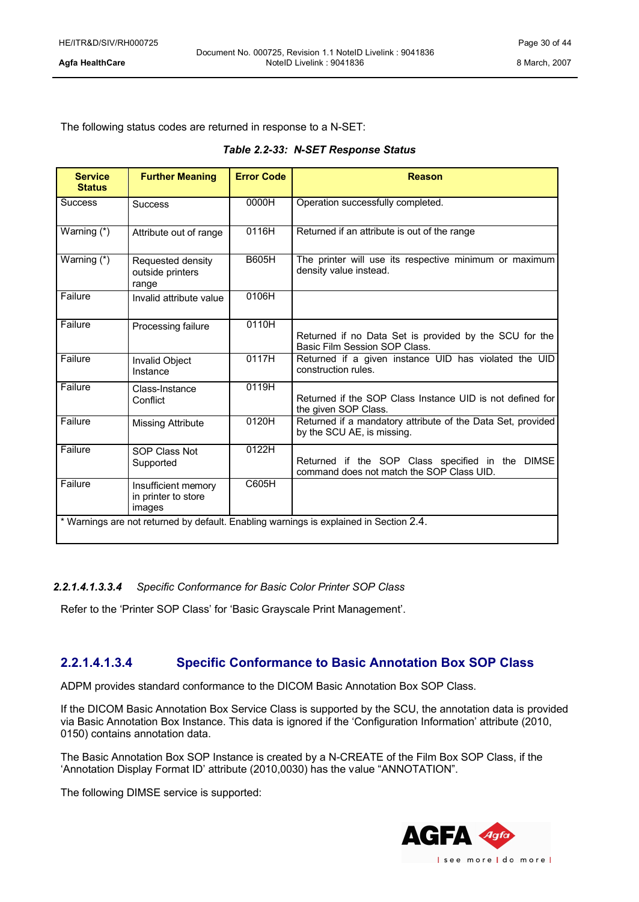The following status codes are returned in response to a N-SET:

**Table 2.2-33: N-SET Response Status**

| Service Status | Further Meaning | Error Code | Reason |
|---|---|---|---|
| Success | Success | 0000H | Operation successfully completed. |
| Warning (*) | Attribute out of range | 0116H | Returned if an attribute is out of the range |
| Warning (*) | Requested density outside printers range | B605H | The printer will use its respective minimum or maximum density value instead. |
| Failure | Invalid attribute value | 0106H | |
| Failure | Processing failure | 0110H | Returned if no Data Set is provided by the SCU for the Basic Film Session SOP Class. |
| Failure | Invalid Object Instance | 0117H | Returned if a given instance UID has violated the UID construction rules. |
| Failure | Class-Instance Conflict | 0119H | Returned if the SOP Class Instance UID is not defined for the given SOP Class. |
| Failure | Missing Attribute | 0120H | Returned if a mandatory attribute of the Data Set, provided by the SCU AE, is missing. |
| Failure | SOP Class Not Supported | 0122H | Returned if the SOP Class specified in the DIMSE command does not match the SOP Class UID. |
| Failure | Insufficient memory in printer to store images | C605H | |
| * Warnings are not returned by default. Enabling warnings is explained in Section 2.4. | | | |

***2.2.1.4.1.3.3.4** Specific Conformance for Basic Color Printer SOP Class*

Refer to the ‘Printer SOP Class’ for ‘Basic Grayscale Print Management’.

## 2.2.1.4.1.3.4 Specific Conformance to Basic Annotation Box SOP Class

ADPM provides standard conformance to the DICOM Basic Annotation Box SOP Class.

If the DICOM Basic Annotation Box Service Class is supported by the SCU, the annotation data is provided via Basic Annotation Box Instance. This data is ignored if the ‘Configuration Information’ attribute (2010, 0150) contains annotation data.

The Basic Annotation Box SOP Instance is created by a N-CREATE of the Film Box SOP Class, if the ‘Annotation Display Format ID’ attribute (2010,0030) has the value “ANNOTATION”.

The following DIMSE service is supported: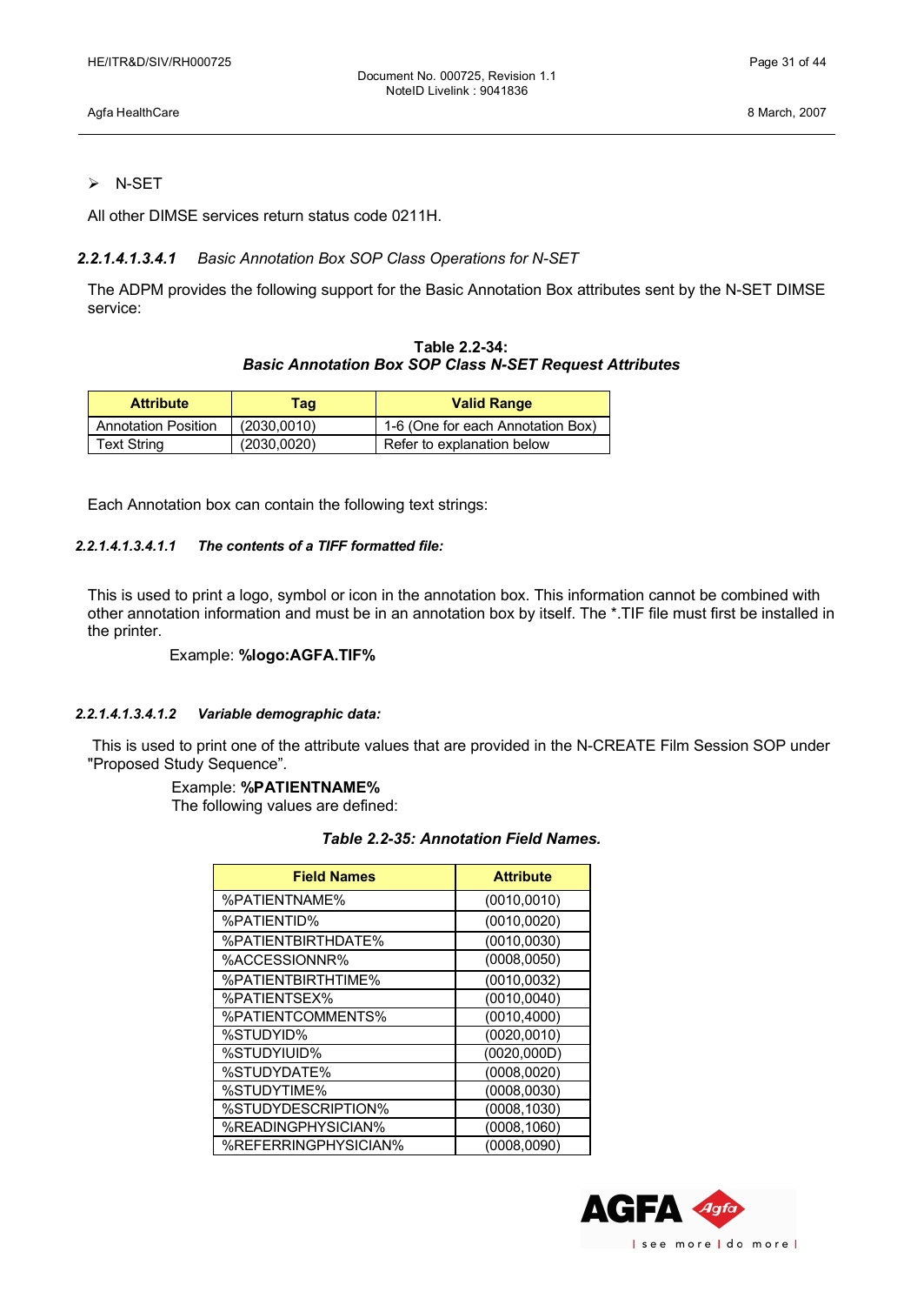- N-SET

All other DIMSE services return status code 0211H.

#### *2.2.1.4.1.3.4.1 Basic Annotation Box SOP Class Operations for N-SET*

The ADPM provides the following support for the Basic Annotation Box attributes sent by the N-SET DIMSE service:

**Table 2.2-34:**
***Basic Annotation Box SOP Class N-SET Request Attributes***

| Attribute | Tag | Valid Range |
|---|---|---|
| Annotation Position | (2030,0010) | 1-6 (One for each Annotation Box) |
| Text String | (2030,0020) | Refer to explanation below |

Each Annotation box can contain the following text strings:

##### *2.2.1.4.1.3.4.1.1 The contents of a TIFF formatted file:*

This is used to print a logo, symbol or icon in the annotation box. This information cannot be combined with other annotation information and must be in an annotation box by itself. The *.TIF file must first be installed in the printer.

Example: **%logo:AGFA.TIF%**

##### *2.2.1.4.1.3.4.1.2 Variable demographic data:*

This is used to print one of the attribute values that are provided in the N-CREATE Film Session SOP under "Proposed Study Sequence".

Example: **%PATIENTNAME%**
The following values are defined:

***Table 2.2-35: Annotation Field Names.***

| Field Names | Attribute |
|---|---|
| %PATIENTNAME% | (0010,0010) |
| %PATIENTID% | (0010,0020) |
| %PATIENTBIRTHDATE% | (0010,0030) |
| %ACCESSIONNR% | (0008,0050) |
| %PATIENTBIRTHTIME% | (0010,0032) |
| %PATIENTSEX% | (0010,0040) |
| %PATIENTCOMMENTS% | (0010,4000) |
| %STUDYID% | (0020,0010) |
| %STUDYIUID% | (0020,000D) |
| %STUDYDATE% | (0008,0020) |
| %STUDYTIME% | (0008,0030) |
| %STUDYDESCRIPTION% | (0008,1030) |
| %READINGPHYSICIAN% | (0008,1060) |
| %REFERRINGPHYSICIAN% | (0008,0090) |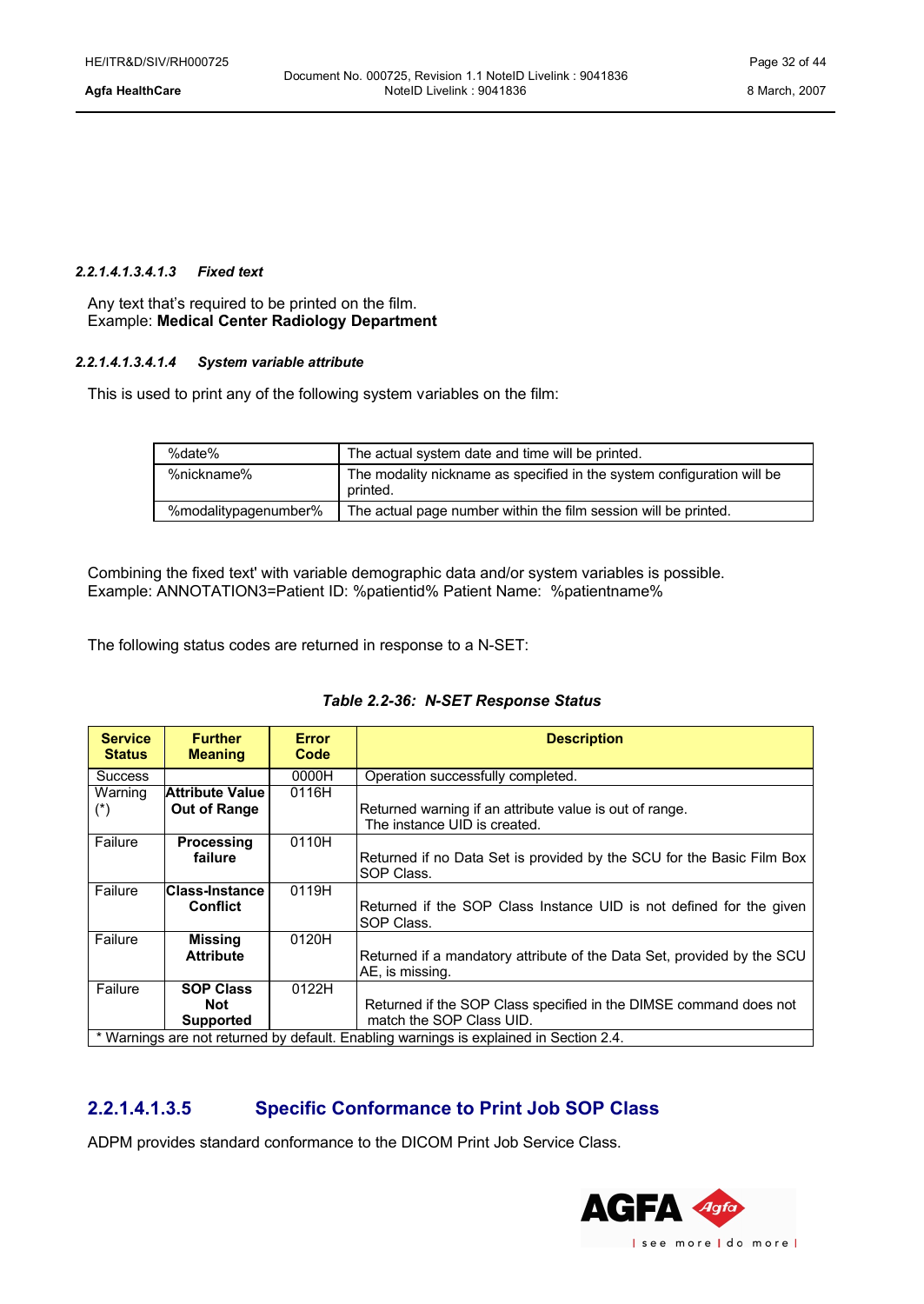##### 2.2.1.4.1.3.4.1.3 *Fixed text*

Any text that's required to be printed on the film.
Example: **Medical Center Radiology Department**

##### 2.2.1.4.1.3.4.1.4 *System variable attribute*

This is used to print any of the following system variables on the film:

| | |
|---|---|
| %date% | The actual system date and time will be printed. |
| %nickname% | The modality nickname as specified in the system configuration will be printed. |
| %modalitypagenumber% | The actual page number within the film session will be printed. |

Combining the fixed text' with variable demographic data and/or system variables is possible.
Example: ANNOTATION3=Patient ID: %patientid% Patient Name: %patientname%

The following status codes are returned in response to a N-SET:

***Table 2.2-36: N-SET Response Status***

| Service Status | Further Meaning | Error Code | Description |
|---|---|---|---|
| Success | | 0000H | Operation successfully completed. |
| Warning (*) | **Attribute Value Out of Range** | 0116H | Returned warning if an attribute value is out of range. The instance UID is created. |
| Failure | **Processing failure** | 0110H | Returned if no Data Set is provided by the SCU for the Basic Film Box SOP Class. |
| Failure | **Class-Instance Conflict** | 0119H | Returned if the SOP Class Instance UID is not defined for the given SOP Class. |
| Failure | **Missing Attribute** | 0120H | Returned if a mandatory attribute of the Data Set, provided by the SCU AE, is missing. |
| Failure | **SOP Class Not Supported** | 0122H | Returned if the SOP Class specified in the DIMSE command does not match the SOP Class UID. |
| * Warnings are not returned by default. Enabling warnings is explained in Section 2.4. | | | |

## 2.2.1.4.1.3.5 Specific Conformance to Print Job SOP Class

ADPM provides standard conformance to the DICOM Print Job Service Class.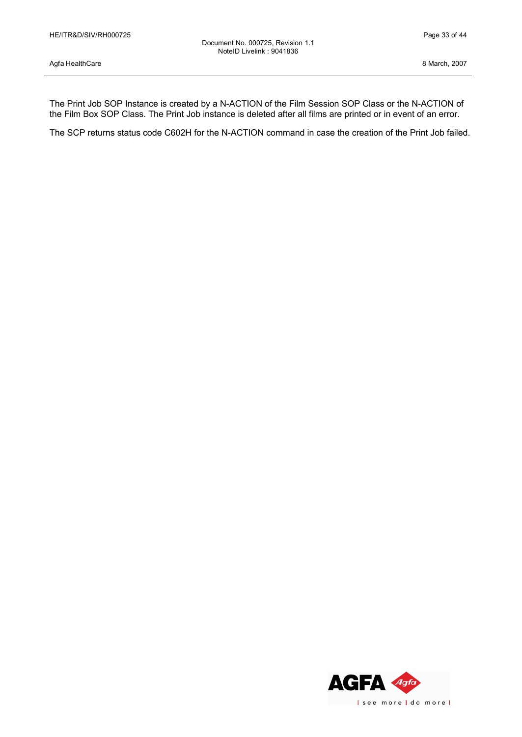The Print Job SOP Instance is created by a N-ACTION of the Film Session SOP Class or the N-ACTION of the Film Box SOP Class. The Print Job instance is deleted after all films are printed or in event of an error.

The SCP returns status code C602H for the N-ACTION command in case the creation of the Print Job failed.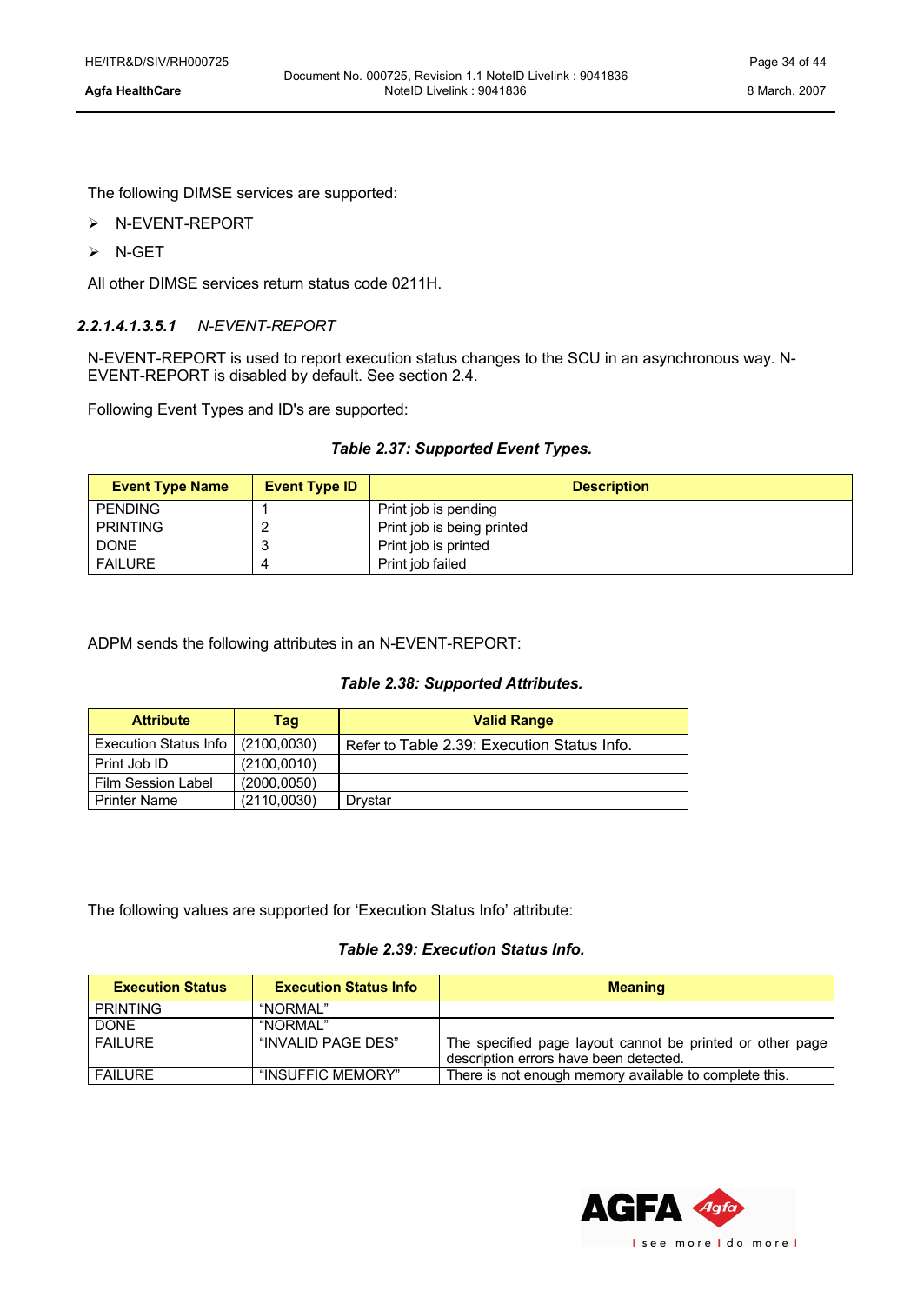The following DIMSE services are supported:

- N-EVENT-REPORT
- N-GET

All other DIMSE services return status code 0211H.

##### 2.2.1.4.1.3.5.1 *N-EVENT-REPORT*

N-EVENT-REPORT is used to report execution status changes to the SCU in an asynchronous way. N-EVENT-REPORT is disabled by default. See section 2.4.

Following Event Types and ID's are supported:

***Table 2.37: Supported Event Types.***

| Event Type Name | Event Type ID | Description |
|---|---|---|
| PENDING | 1 | Print job is pending |
| PRINTING | 2 | Print job is being printed |
| DONE | 3 | Print job is printed |
| FAILURE | 4 | Print job failed |

ADPM sends the following attributes in an N-EVENT-REPORT:

***Table 2.38: Supported Attributes.***

| Attribute | Tag | Valid Range |
|---|---|---|
| Execution Status Info | (2100,0030) | Refer to Table 2.39: Execution Status Info. |
| Print Job ID | (2100,0010) | |
| Film Session Label | (2000,0050) | |
| Printer Name | (2110,0030) | Drystar |

The following values are supported for 'Execution Status Info' attribute:

***Table 2.39: Execution Status Info.***

| Execution Status | Execution Status Info | Meaning |
|---|---|---|
| PRINTING | "NORMAL" | |
| DONE | "NORMAL" | |
| FAILURE | "INVALID PAGE DES" | The specified page layout cannot be printed or other page description errors have been detected. |
| FAILURE | "INSUFFIC MEMORY" | There is not enough memory available to complete this. |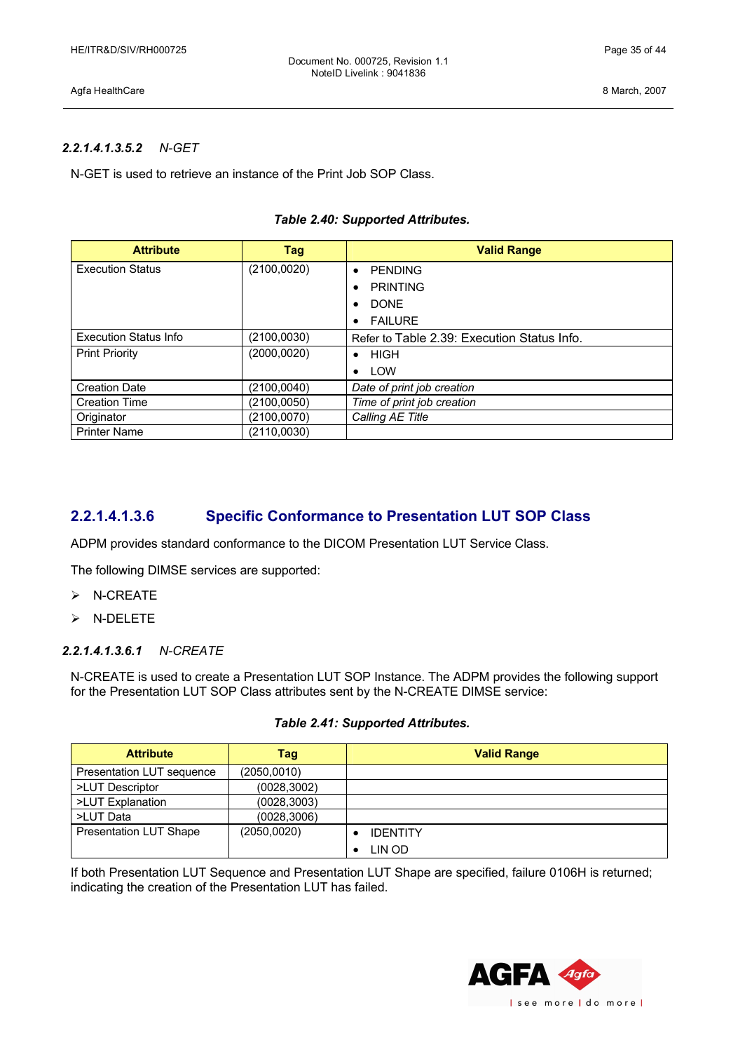#### *2.2.1.4.1.3.5.2 N-GET*

N-GET is used to retrieve an instance of the Print Job SOP Class.

***Table 2.40: Supported Attributes.***

| Attribute | Tag | Valid Range |
|---|---|---|
| Execution Status | (2100,0020) | • PENDING<br>• PRINTING<br>• DONE<br>• FAILURE |
| Execution Status Info | (2100,0030) | Refer to Table 2.39: Execution Status Info. |
| Print Priority | (2000,0020) | • HIGH<br>• LOW |
| Creation Date | (2100,0040) | *Date of print job creation* |
| Creation Time | (2100,0050) | *Time of print job creation* |
| Originator | (2100,0070) | *Calling AE Title* |
| Printer Name | (2110,0030) | |

### 2.2.1.4.1.3.6 Specific Conformance to Presentation LUT SOP Class

ADPM provides standard conformance to the DICOM Presentation LUT Service Class.

The following DIMSE services are supported:

- N-CREATE
- N-DELETE

#### *2.2.1.4.1.3.6.1 N-CREATE*

N-CREATE is used to create a Presentation LUT SOP Instance. The ADPM provides the following support for the Presentation LUT SOP Class attributes sent by the N-CREATE DIMSE service:

***Table 2.41: Supported Attributes.***

| Attribute | Tag | Valid Range |
|---|---|---|
| Presentation LUT sequence | (2050,0010) | |
| >LUT Descriptor | (0028,3002) | |
| >LUT Explanation | (0028,3003) | |
| >LUT Data | (0028,3006) | |
| Presentation LUT Shape | (2050,0020) | • IDENTITY<br>• LIN OD |

If both Presentation LUT Sequence and Presentation LUT Shape are specified, failure 0106H is returned; indicating the creation of the Presentation LUT has failed.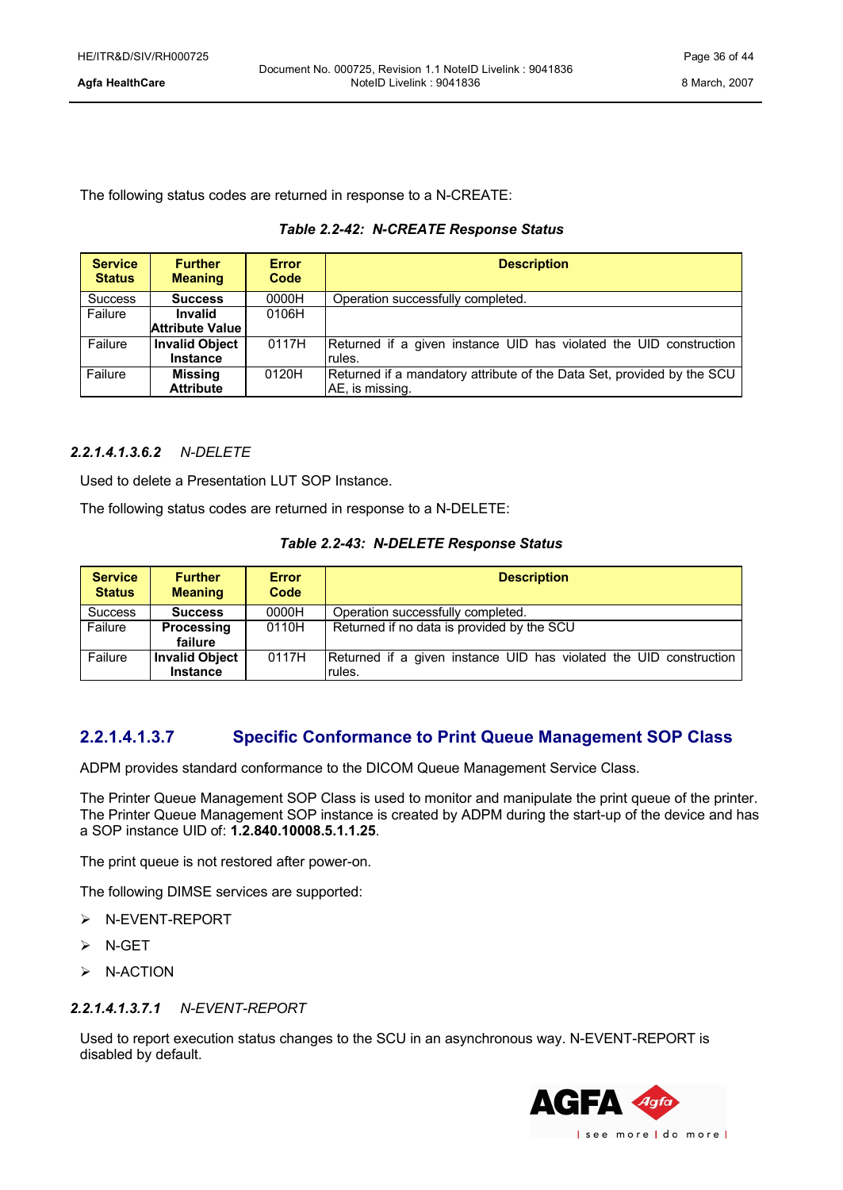The following status codes are returned in response to a N-CREATE:

**Table 2.2-42: N-CREATE Response Status**

| Service Status | Further Meaning | Error Code | Description |
|---|---|---|---|
| Success | **Success** | 0000H | Operation successfully completed. |
| Failure | **Invalid Attribute Value** | 0106H | |
| Failure | **Invalid Object Instance** | 0117H | Returned if a given instance UID has violated the UID construction rules. |
| Failure | **Missing Attribute** | 0120H | Returned if a mandatory attribute of the Data Set, provided by the SCU AE, is missing. |

#### *2.2.1.4.1.3.6.2 N-DELETE*

Used to delete a Presentation LUT SOP Instance.

The following status codes are returned in response to a N-DELETE:

**Table 2.2-43: N-DELETE Response Status**

| Service Status | Further Meaning | Error Code | Description |
|---|---|---|---|
| Success | **Success** | 0000H | Operation successfully completed. |
| Failure | **Processing failure** | 0110H | Returned if no data is provided by the SCU |
| Failure | **Invalid Object Instance** | 0117H | Returned if a given instance UID has violated the UID construction rules. |

### 2.2.1.4.1.3.7 Specific Conformance to Print Queue Management SOP Class

ADPM provides standard conformance to the DICOM Queue Management Service Class.

The Printer Queue Management SOP Class is used to monitor and manipulate the print queue of the printer. The Printer Queue Management SOP instance is created by ADPM during the start-up of the device and has a SOP instance UID of: **1.2.840.10008.5.1.1.25**.

The print queue is not restored after power-on.

The following DIMSE services are supported:

- N-EVENT-REPORT
- N-GET
- N-ACTION

#### *2.2.1.4.1.3.7.1 N-EVENT-REPORT*

Used to report execution status changes to the SCU in an asynchronous way. N-EVENT-REPORT is disabled by default.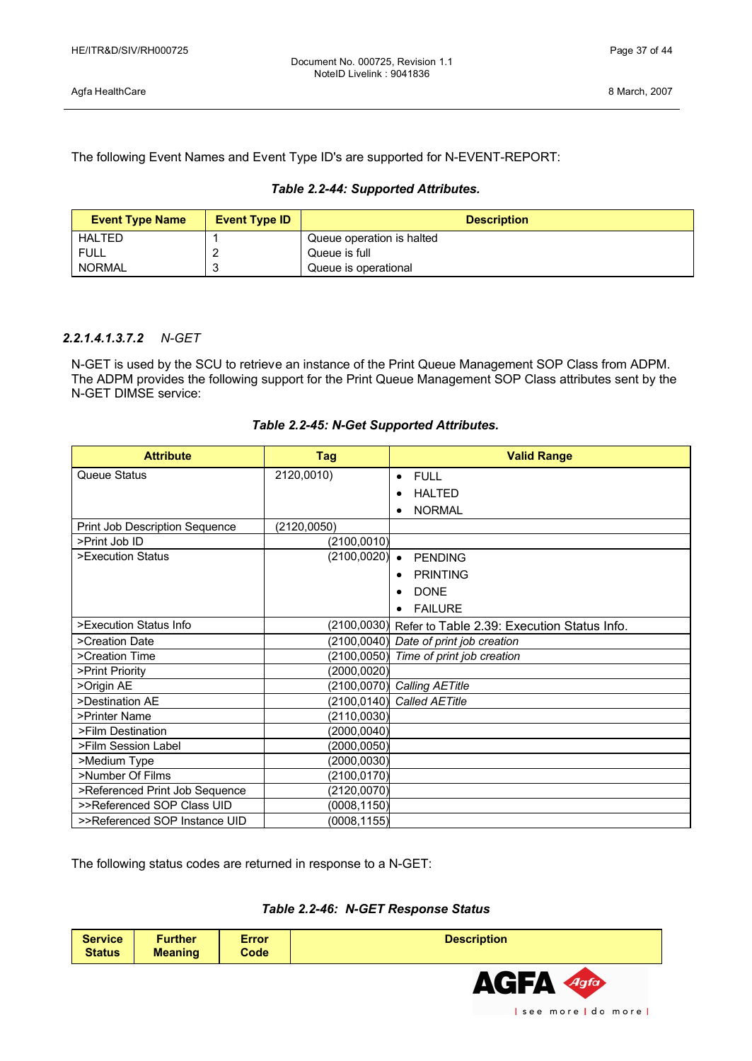The following Event Names and Event Type ID's are supported for N-EVENT-REPORT:

***Table 2.2-44: Supported Attributes.***

| Event Type Name | Event Type ID | Description |
|---|---|---|
| HALTED | 1 | Queue operation is halted |
| FULL | 2 | Queue is full |
| NORMAL | 3 | Queue is operational |

#### *2.2.1.4.1.3.7.2 N-GET*

N-GET is used by the SCU to retrieve an instance of the Print Queue Management SOP Class from ADPM. The ADPM provides the following support for the Print Queue Management SOP Class attributes sent by the N-GET DIMSE service:

***Table 2.2-45: N-Get Supported Attributes.***

| Attribute | Tag | Valid Range |
|---|---|---|
| Queue Status | 2120,0010) | • FULL<br>• HALTED<br>• NORMAL |
| Print Job Description Sequence | (2120,0050) | |
| >Print Job ID | (2100,0010) | |
| >Execution Status | (2100,0020) | • PENDING<br>• PRINTING<br>• DONE<br>• FAILURE |
| >Execution Status Info | (2100,0030) | Refer to Table 2.39: Execution Status Info. |
| >Creation Date | (2100,0040) | *Date of print job creation* |
| >Creation Time | (2100,0050) | *Time of print job creation* |
| >Print Priority | (2000,0020) | |
| >Origin AE | (2100,0070) | *Calling AETitle* |
| >Destination AE | (2100,0140) | *Called AETitle* |
| >Printer Name | (2110,0030) | |
| >Film Destination | (2000,0040) | |
| >Film Session Label | (2000,0050) | |
| >Medium Type | (2000,0030) | |
| >Number Of Films | (2100,0170) | |
| >Referenced Print Job Sequence | (2120,0070) | |
| >>Referenced SOP Class UID | (0008,1150) | |
| >>Referenced SOP Instance UID | (0008,1155) | |

The following status codes are returned in response to a N-GET:

***Table 2.2-46: N-GET Response Status***

| Service Status | Further Meaning | Error Code | Description |
|---|---|---|---|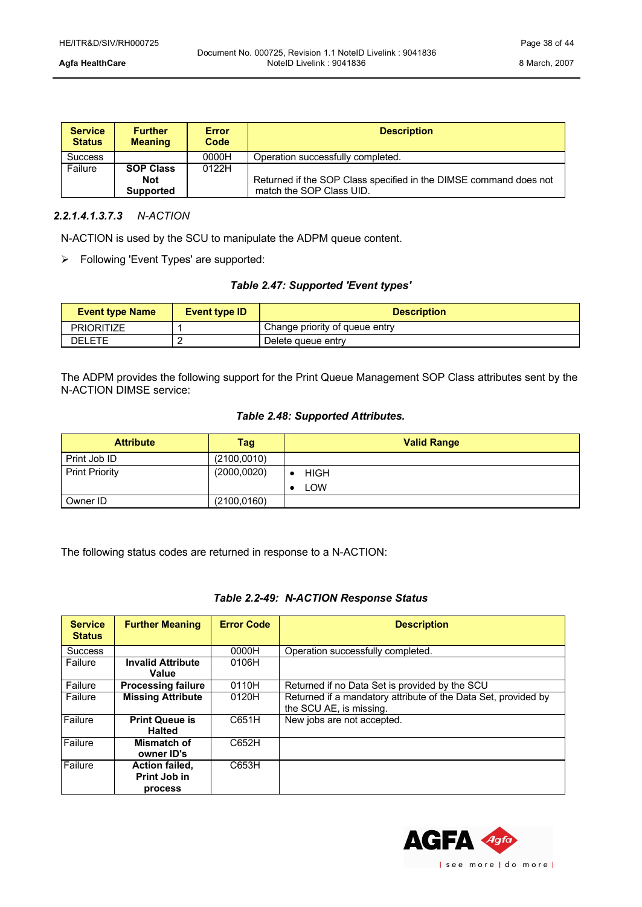| Service Status | Further Meaning | Error Code | Description |
|---|---|---|---|
| Success | | 0000H | Operation successfully completed. |
| Failure | **SOP Class Not Supported** | 0122H | Returned if the SOP Class specified in the DIMSE command does not match the SOP Class UID. |

#### *2.2.1.4.1.3.7.3 N-ACTION*

N-ACTION is used by the SCU to manipulate the ADPM queue content.

- Following 'Event Types' are supported:

***Table 2.47: Supported 'Event types'***

| Event type Name | Event type ID | Description |
|---|---|---|
| PRIORITIZE | 1 | Change priority of queue entry |
| DELETE | 2 | Delete queue entry |

The ADPM provides the following support for the Print Queue Management SOP Class attributes sent by the N-ACTION DIMSE service:

***Table 2.48: Supported Attributes.***

| Attribute | Tag | Valid Range |
|---|---|---|
| Print Job ID | (2100,0010) | |
| Print Priority | (2000,0020) | • HIGH<br>• LOW |
| Owner ID | (2100,0160) | |

The following status codes are returned in response to a N-ACTION:

***Table 2.2-49: N-ACTION Response Status***

| Service Status | Further Meaning | Error Code | Description |
|---|---|---|---|
| Success | | 0000H | Operation successfully completed. |
| Failure | **Invalid Attribute Value** | 0106H | |
| Failure | **Processing failure** | 0110H | Returned if no Data Set is provided by the SCU |
| Failure | **Missing Attribute** | 0120H | Returned if a mandatory attribute of the Data Set, provided by the SCU AE, is missing. |
| Failure | **Print Queue is Halted** | C651H | New jobs are not accepted. |
| Failure | **Mismatch of owner ID's** | C652H | |
| Failure | **Action failed, Print Job in process** | C653H | |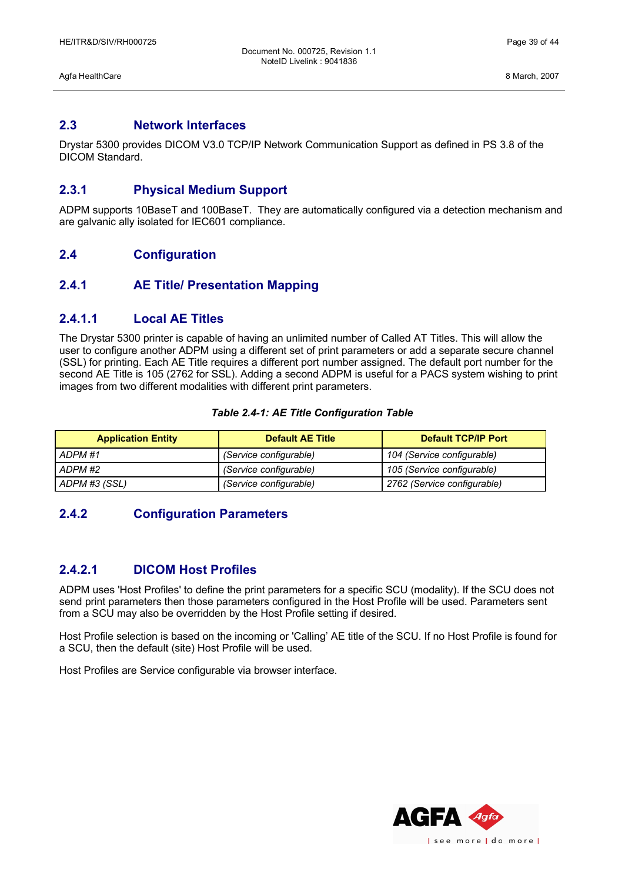## 2.3 Network Interfaces

Drystar 5300 provides DICOM V3.0 TCP/IP Network Communication Support as defined in PS 3.8 of the DICOM Standard.

### 2.3.1 Physical Medium Support

ADPM supports 10BaseT and 100BaseT. They are automatically configured via a detection mechanism and are galvanic ally isolated for IEC601 compliance.

## 2.4 Configuration

### 2.4.1 AE Title/ Presentation Mapping

#### 2.4.1.1 Local AE Titles

The Drystar 5300 printer is capable of having an unlimited number of Called AT Titles. This will allow the user to configure another ADPM using a different set of print parameters or add a separate secure channel (SSL) for printing. Each AE Title requires a different port number assigned. The default port number for the second AE Title is 105 (2762 for SSL). Adding a second ADPM is useful for a PACS system wishing to print images from two different modalities with different print parameters.

***Table 2.4-1: AE Title Configuration Table***

| Application Entity | Default AE Title | Default TCP/IP Port |
|---|---|---|
| *ADPM #1* | *(Service configurable)* | *104 (Service configurable)* |
| *ADPM #2* | *(Service configurable)* | *105 (Service configurable)* |
| *ADPM #3 (SSL)* | *(Service configurable)* | *2762 (Service configurable)* |

### 2.4.2 Configuration Parameters

#### 2.4.2.1 DICOM Host Profiles

ADPM uses 'Host Profiles' to define the print parameters for a specific SCU (modality). If the SCU does not send print parameters then those parameters configured in the Host Profile will be used. Parameters sent from a SCU may also be overridden by the Host Profile setting if desired.

Host Profile selection is based on the incoming or 'Calling' AE title of the SCU. If no Host Profile is found for a SCU, then the default (site) Host Profile will be used.

Host Profiles are Service configurable via browser interface.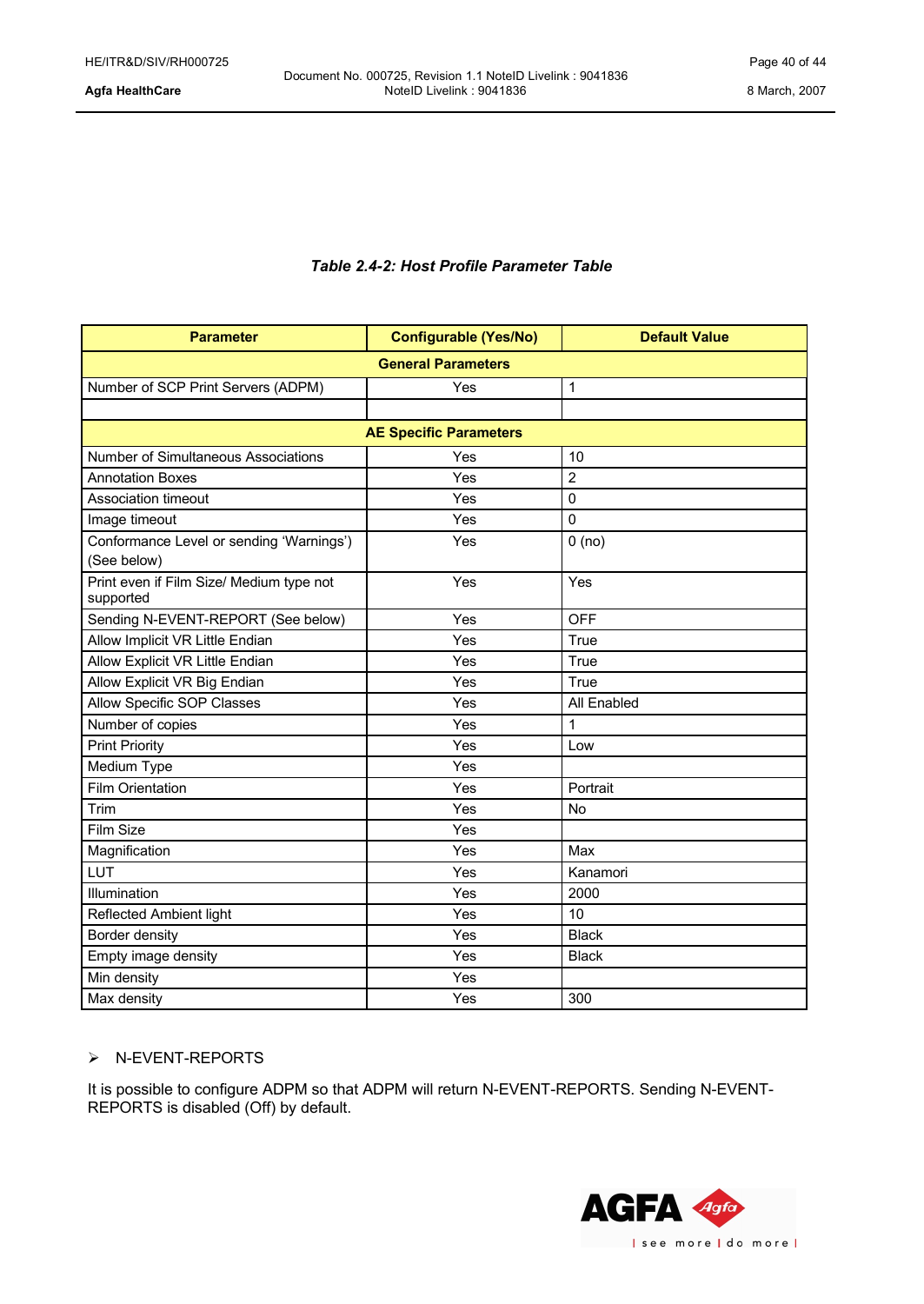***Table 2.4-2: Host Profile Parameter Table***

| Parameter | Configurable (Yes/No) | Default Value |
|---|---|---|
| **General Parameters** | | |
| Number of SCP Print Servers (ADPM) | Yes | 1 |
| | | |
| **AE Specific Parameters** | | |
| Number of Simultaneous Associations | Yes | 10 |
| Annotation Boxes | Yes | 2 |
| Association timeout | Yes | 0 |
| Image timeout | Yes | 0 |
| Conformance Level or sending 'Warnings') (See below) | Yes | 0 (no) |
| Print even if Film Size/ Medium type not supported | Yes | Yes |
| Sending N-EVENT-REPORT (See below) | Yes | OFF |
| Allow Implicit VR Little Endian | Yes | True |
| Allow Explicit VR Little Endian | Yes | True |
| Allow Explicit VR Big Endian | Yes | True |
| Allow Specific SOP Classes | Yes | All Enabled |
| Number of copies | Yes | 1 |
| Print Priority | Yes | Low |
| Medium Type | Yes | |
| Film Orientation | Yes | Portrait |
| Trim | Yes | No |
| Film Size | Yes | |
| Magnification | Yes | Max |
| LUT | Yes | Kanamori |
| Illumination | Yes | 2000 |
| Reflected Ambient light | Yes | 10 |
| Border density | Yes | Black |
| Empty image density | Yes | Black |
| Min density | Yes | |
| Max density | Yes | 300 |

- N-EVENT-REPORTS

It is possible to configure ADPM so that ADPM will return N-EVENT-REPORTS. Sending N-EVENT-REPORTS is disabled (Off) by default.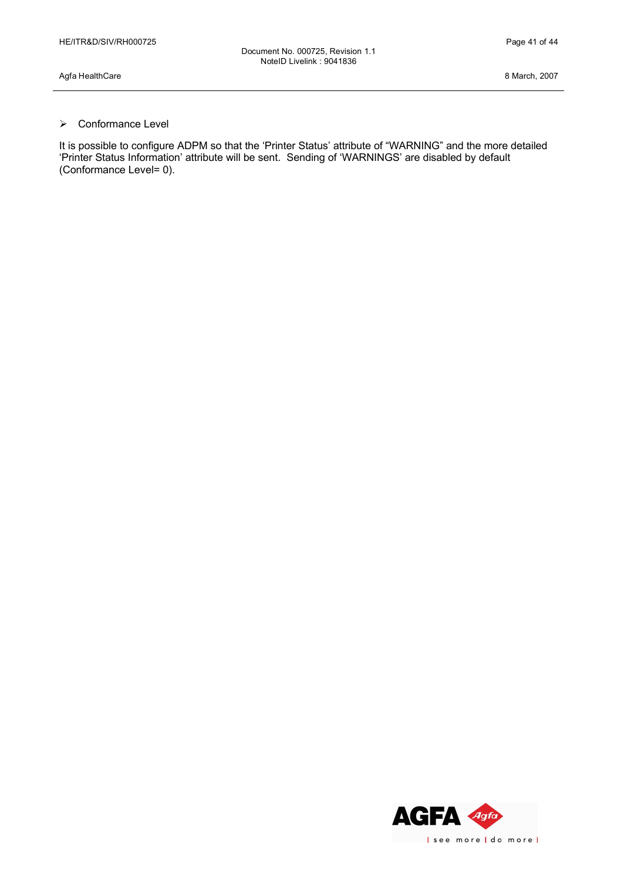- Conformance Level

It is possible to configure ADPM so that the 'Printer Status' attribute of "WARNING" and the more detailed 'Printer Status Information' attribute will be sent. Sending of 'WARNINGS' are disabled by default (Conformance Level= 0).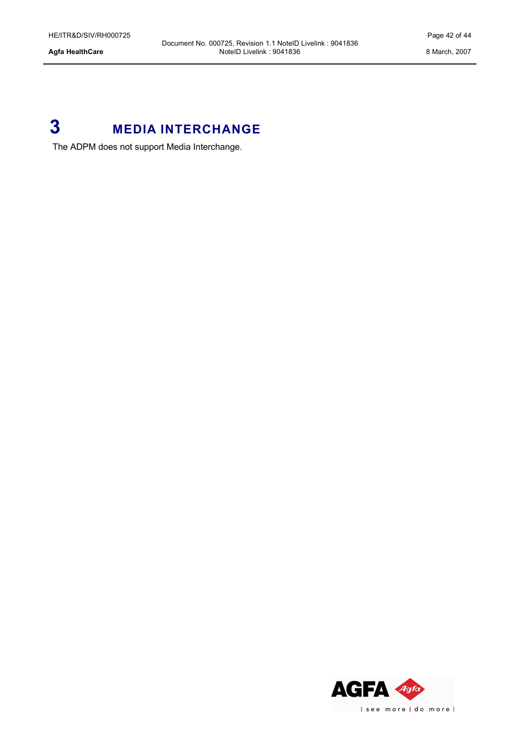# 3 MEDIA INTERCHANGE

The ADPM does not support Media Interchange.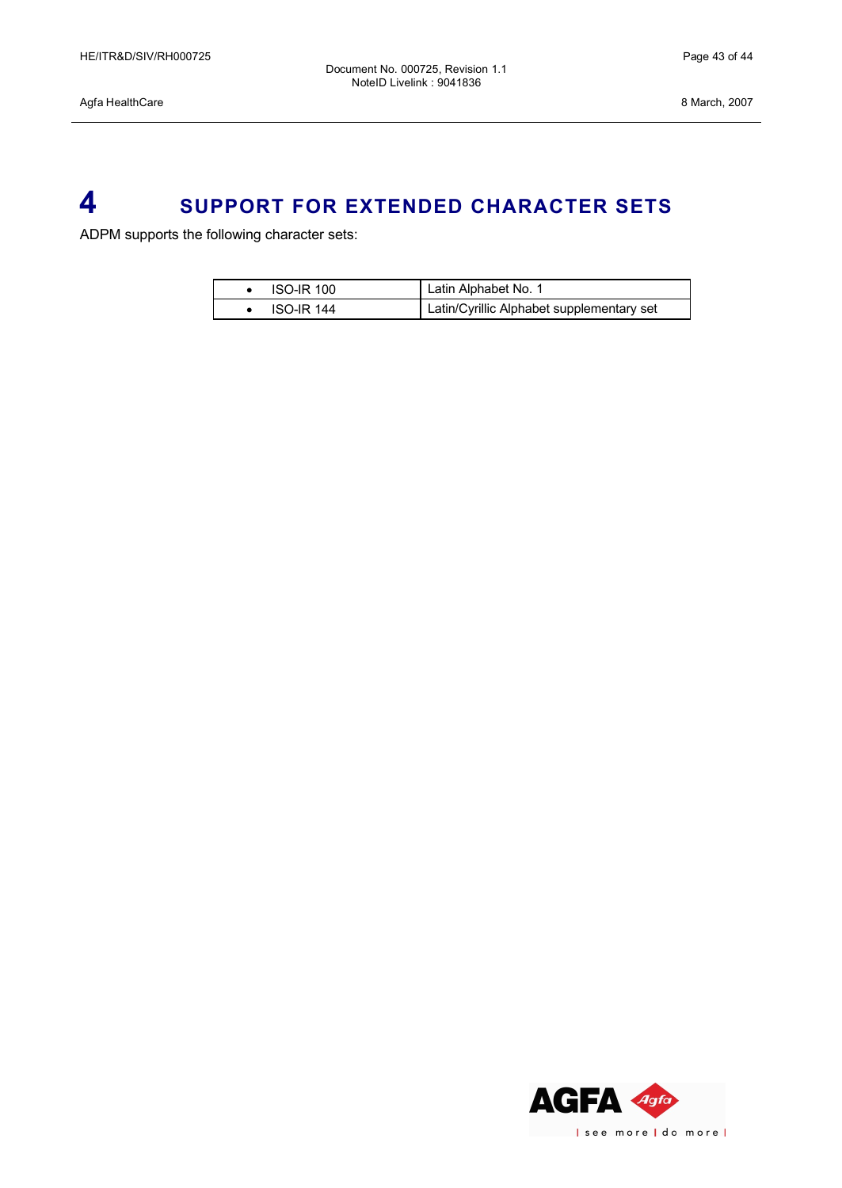# 4 SUPPORT FOR EXTENDED CHARACTER SETS

ADPM supports the following character sets:

| | |
|---|---|
| • ISO-IR 100 | Latin Alphabet No. 1 |
| • ISO-IR 144 | Latin/Cyrillic Alphabet supplementary set |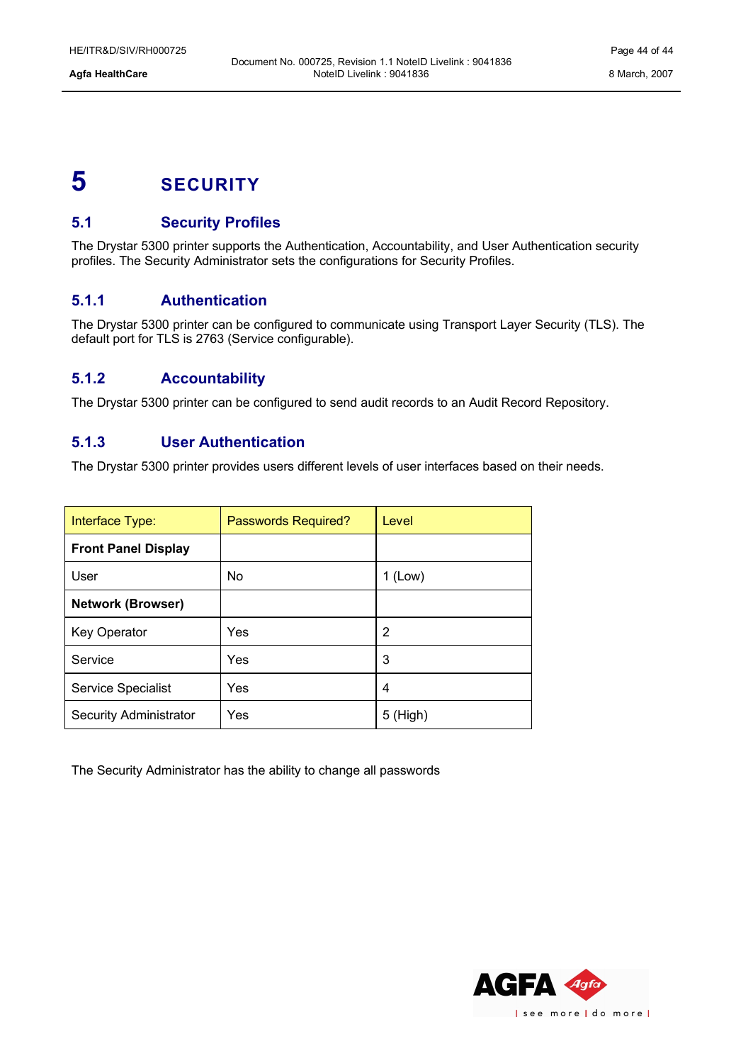# 5 SECURITY

## 5.1 Security Profiles

The Drystar 5300 printer supports the Authentication, Accountability, and User Authentication security profiles. The Security Administrator sets the configurations for Security Profiles.

### 5.1.1 Authentication

The Drystar 5300 printer can be configured to communicate using Transport Layer Security (TLS). The default port for TLS is 2763 (Service configurable).

### 5.1.2 Accountability

The Drystar 5300 printer can be configured to send audit records to an Audit Record Repository.

### 5.1.3 User Authentication

The Drystar 5300 printer provides users different levels of user interfaces based on their needs.

| Interface Type: | Passwords Required? | Level |
|---|---|---|
| **Front Panel Display** | | |
| User | No | 1 (Low) |
| **Network (Browser)** | | |
| Key Operator | Yes | 2 |
| Service | Yes | 3 |
| Service Specialist | Yes | 4 |
| Security Administrator | Yes | 5 (High) |

The Security Administrator has the ability to change all passwords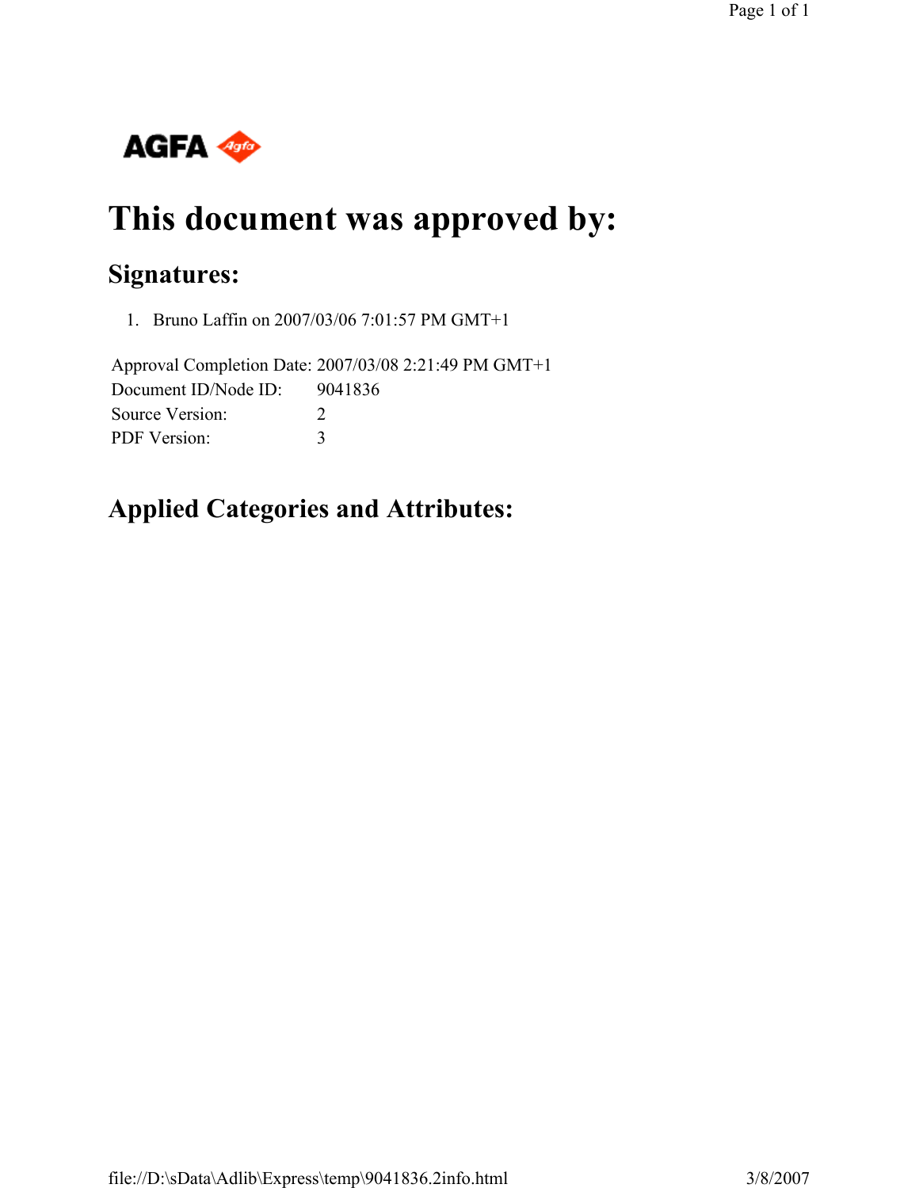AGFA

# This document was approved by:

## Signatures:

1. Bruno Laffin on 2007/03/06 7:01:57 PM GMT+1

| | |
|---|---|
| Approval Completion Date: | 2007/03/08 2:21:49 PM GMT+1 |
| Document ID/Node ID: | 9041836 |
| Source Version: | 2 |
| PDF Version: | 3 |

## Applied Categories and Attributes: